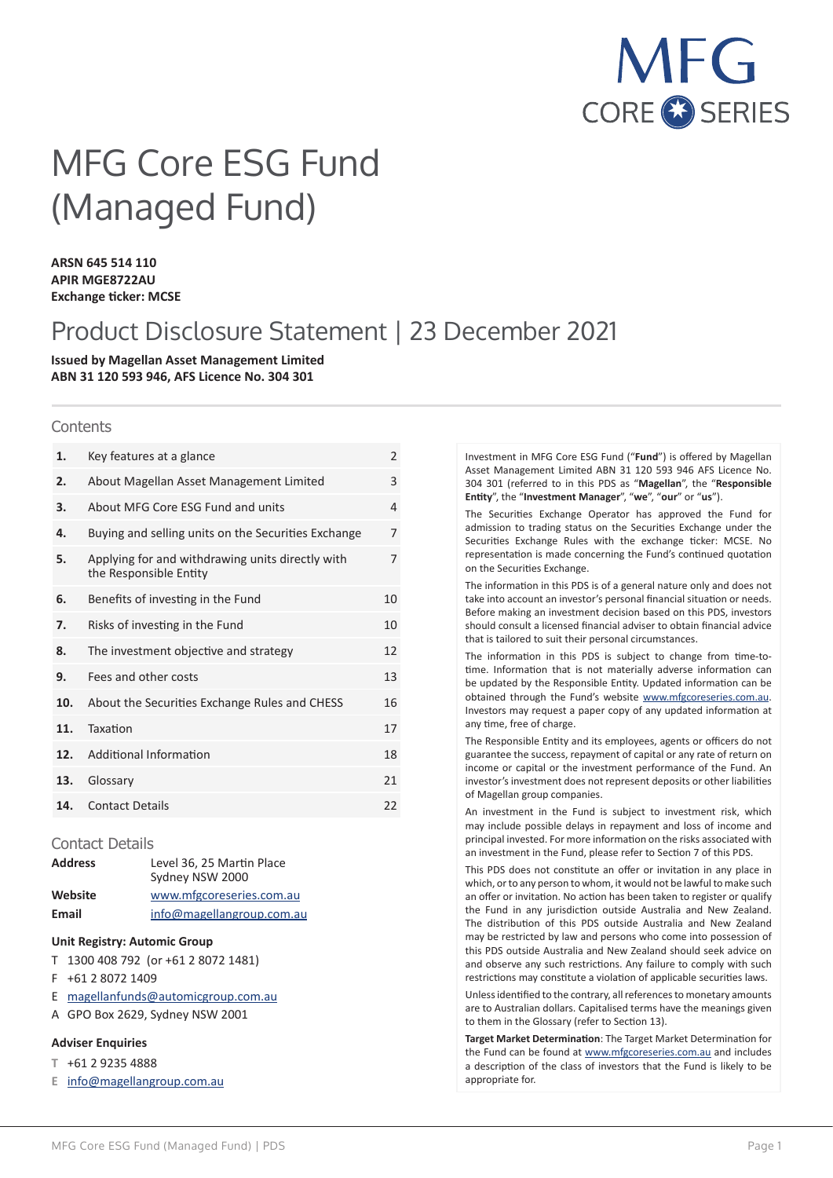MFG CORE SERIES

# MFG Core ESG Fund (Managed Fund)

**ARSN 645 514 110**
**APIR MGE8722AU**
**Exchange ticker: MCSE**

## Product Disclosure Statement | 23 December 2021

**Issued by Magellan Asset Management Limited**
**ABN 31 120 593 946, AFS Licence No. 304 301**

### Contents

| | | |
|---|---|---|
| **1.** | Key features at a glance | 2 |
| **2.** | About Magellan Asset Management Limited | 3 |
| **3.** | About MFG Core ESG Fund and units | 4 |
| **4.** | Buying and selling units on the Securities Exchange | 7 |
| **5.** | Applying for and withdrawing units directly with the Responsible Entity | 7 |
| **6.** | Benefits of investing in the Fund | 10 |
| **7.** | Risks of investing in the Fund | 10 |
| **8.** | The investment objective and strategy | 12 |
| **9.** | Fees and other costs | 13 |
| **10.** | About the Securities Exchange Rules and CHESS | 16 |
| **11.** | Taxation | 17 |
| **12.** | Additional Information | 18 |
| **13.** | Glossary | 21 |
| **14.** | Contact Details | 22 |

### Contact Details

| | |
|---|---|
| **Address** | Level 36, 25 Martin Place Sydney NSW 2000 |
| **Website** | www.mfgcoreseries.com.au |
| **Email** | info@magellangroup.com.au |

**Unit Registry: Automic Group**

T 1300 408 792 (or +61 2 8072 1481)
F +61 2 8072 1409
E magellanfunds@automicgroup.com.au
A GPO Box 2629, Sydney NSW 2001

**Adviser Enquiries**

T +61 2 9235 4888
E info@magellangroup.com.au

Investment in MFG Core ESG Fund ("**Fund**") is offered by Magellan Asset Management Limited ABN 31 120 593 946 AFS Licence No. 304 301 (referred to in this PDS as "**Magellan**", the "**Responsible Entity**", the "**Investment Manager**", "**we**", "**our**" or "**us**").

The Securities Exchange Operator has approved the Fund for admission to trading status on the Securities Exchange under the Securities Exchange Rules with the exchange ticker: MCSE. No representation is made concerning the Fund's continued quotation on the Securities Exchange.

The information in this PDS is of a general nature only and does not take into account an investor's personal financial situation or needs. Before making an investment decision based on this PDS, investors should consult a licensed financial adviser to obtain financial advice that is tailored to suit their personal circumstances.

The information in this PDS is subject to change from time-to-time. Information that is not materially adverse information can be updated by the Responsible Entity. Updated information can be obtained through the Fund's website www.mfgcoreseries.com.au. Investors may request a paper copy of any updated information at any time, free of charge.

The Responsible Entity and its employees, agents or officers do not guarantee the success, repayment of capital or any rate of return on income or capital or the investment performance of the Fund. An investor's investment does not represent deposits or other liabilities of Magellan group companies.

An investment in the Fund is subject to investment risk, which may include possible delays in repayment and loss of income and principal invested. For more information on the risks associated with an investment in the Fund, please refer to Section 7 of this PDS.

This PDS does not constitute an offer or invitation in any place in which, or to any person to whom, it would not be lawful to make such an offer or invitation. No action has been taken to register or qualify the Fund in any jurisdiction outside Australia and New Zealand. The distribution of this PDS outside Australia and New Zealand may be restricted by law and persons who come into possession of this PDS outside Australia and New Zealand should seek advice on and observe any such restrictions. Any failure to comply with such restrictions may constitute a violation of applicable securities laws.

Unless identified to the contrary, all references to monetary amounts are to Australian dollars. Capitalised terms have the meanings given to them in the Glossary (refer to Section 13).

**Target Market Determination**: The Target Market Determination for the Fund can be found at www.mfgcoreseries.com.au and includes a description of the class of investors that the Fund is likely to be appropriate for.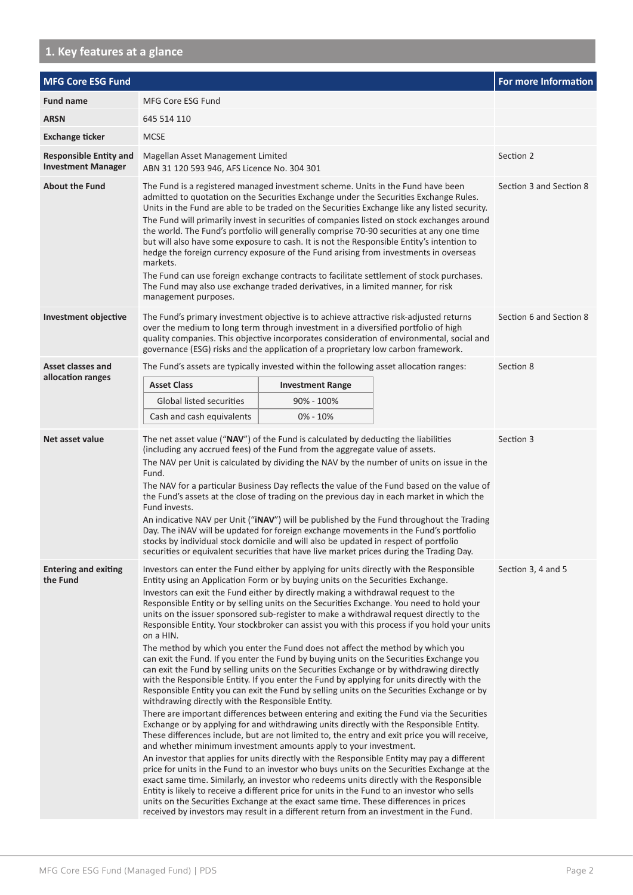## 1. Key features at a glance

| MFG Core ESG Fund | | For more Information |
|---|---|---|
| **Fund name** | MFG Core ESG Fund | |
| **ARSN** | 645 514 110 | |
| **Exchange ticker** | MCSE | |
| **Responsible Entity and Investment Manager** | Magellan Asset Management Limited<br>ABN 31 120 593 946, AFS Licence No. 304 301 | Section 2 |
| **About the Fund** | The Fund is a registered managed investment scheme. Units in the Fund have been admitted to quotation on the Securities Exchange under the Securities Exchange Rules. Units in the Fund are able to be traded on the Securities Exchange like any listed security.<br>The Fund will primarily invest in securities of companies listed on stock exchanges around the world. The Fund's portfolio will generally comprise 70-90 securities at any one time but will also have some exposure to cash. It is not the Responsible Entity's intention to hedge the foreign currency exposure of the Fund arising from investments in overseas markets.<br>The Fund can use foreign exchange contracts to facilitate settlement of stock purchases. The Fund may also use exchange traded derivatives, in a limited manner, for risk management purposes. | Section 3 and Section 8 |
| **Investment objective** | The Fund's primary investment objective is to achieve attractive risk-adjusted returns over the medium to long term through investment in a diversified portfolio of high quality companies. This objective incorporates consideration of environmental, social and governance (ESG) risks and the application of a proprietary low carbon framework. | Section 6 and Section 8 |
| **Asset classes and allocation ranges** | The Fund's assets are typically invested within the following asset allocation ranges:<br>**Asset Class** – **Investment Range**<br>Global listed securities – 90% - 100%<br>Cash and cash equivalents – 0% - 10% | Section 8 |
| **Net asset value** | The net asset value ("**NAV**") of the Fund is calculated by deducting the liabilities (including any accrued fees) of the Fund from the aggregate value of assets.<br>The NAV per Unit is calculated by dividing the NAV by the number of units on issue in the Fund.<br>The NAV for a particular Business Day reflects the value of the Fund based on the value of the Fund's assets at the close of trading on the previous day in each market in which the Fund invests.<br>An indicative NAV per Unit ("**iNAV**") will be published by the Fund throughout the Trading Day. The iNAV will be updated for foreign exchange movements in the Fund's portfolio stocks by individual stock domicile and will also be updated in respect of portfolio securities or equivalent securities that have live market prices during the Trading Day. | Section 3 |
| **Entering and exiting the Fund** | Investors can enter the Fund either by applying for units directly with the Responsible Entity using an Application Form or by buying units on the Securities Exchange.<br>Investors can exit the Fund either by directly making a withdrawal request to the Responsible Entity or by selling units on the Securities Exchange. You need to hold your units on the issuer sponsored sub-register to make a withdrawal request directly to the Responsible Entity. Your stockbroker can assist you with this process if you hold your units on a HIN.<br>The method by which you enter the Fund does not affect the method by which you can exit the Fund. If you enter the Fund by buying units on the Securities Exchange you can exit the Fund by selling units on the Securities Exchange or by withdrawing directly with the Responsible Entity. If you enter the Fund by applying for units directly with the Responsible Entity you can exit the Fund by selling units on the Securities Exchange or by withdrawing directly with the Responsible Entity.<br>There are important differences between entering and exiting the Fund via the Securities Exchange or by applying for and withdrawing units directly with the Responsible Entity. These differences include, but are not limited to, the entry and exit price you will receive, and whether minimum investment amounts apply to your investment.<br>An investor that applies for units directly with the Responsible Entity may pay a different price for units in the Fund to an investor who buys units on the Securities Exchange at the exact same time. Similarly, an investor who redeems units directly with the Responsible Entity is likely to receive a different price for units in the Fund to an investor who sells units on the Securities Exchange at the exact same time. These differences in prices received by investors may result in a different return from an investment in the Fund. | Section 3, 4 and 5 |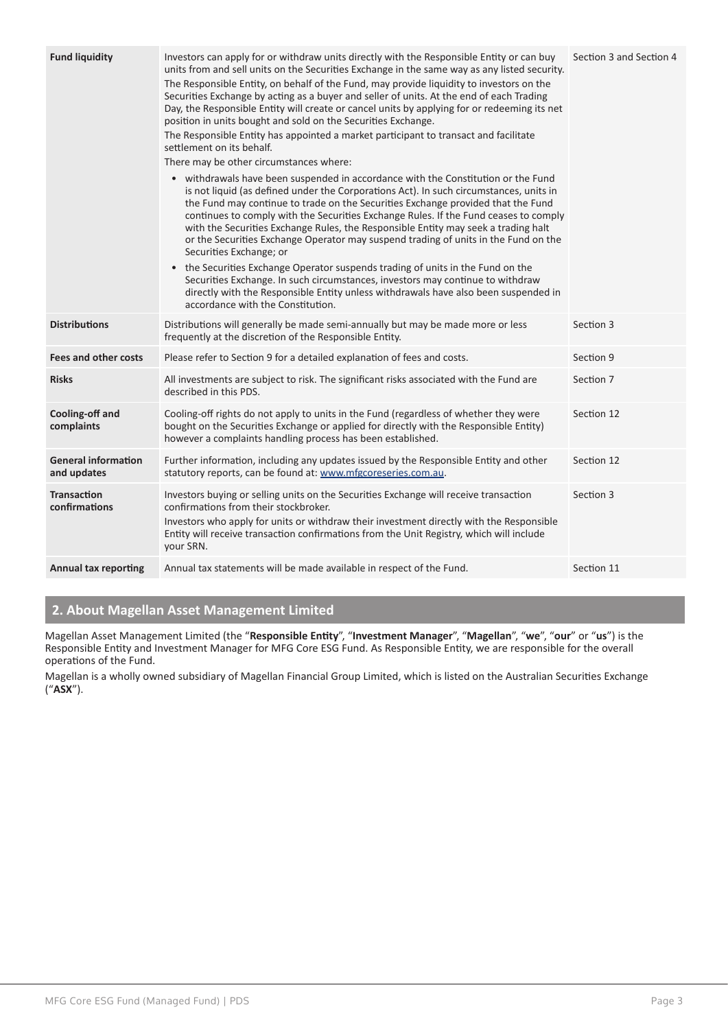| | | |
|---|---|---|
| **Fund liquidity** | Investors can apply for or withdraw units directly with the Responsible Entity or can buy units from and sell units on the Securities Exchange in the same way as any listed security. The Responsible Entity, on behalf of the Fund, may provide liquidity to investors on the Securities Exchange by acting as a buyer and seller of units. At the end of each Trading Day, the Responsible Entity will create or cancel units by applying for or redeeming its net position in units bought and sold on the Securities Exchange. The Responsible Entity has appointed a market participant to transact and facilitate settlement on its behalf. There may be other circumstances where: <br>• withdrawals have been suspended in accordance with the Constitution or the Fund is not liquid (as defined under the Corporations Act). In such circumstances, units in the Fund may continue to trade on the Securities Exchange provided that the Fund continues to comply with the Securities Exchange Rules. If the Fund ceases to comply with the Securities Exchange Rules, the Responsible Entity may seek a trading halt or the Securities Exchange Operator may suspend trading of units in the Fund on the Securities Exchange; or <br>• the Securities Exchange Operator suspends trading of units in the Fund on the Securities Exchange. In such circumstances, investors may continue to withdraw directly with the Responsible Entity unless withdrawals have also been suspended in accordance with the Constitution. | Section 3 and Section 4 |
| **Distributions** | Distributions will generally be made semi-annually but may be made more or less frequently at the discretion of the Responsible Entity. | Section 3 |
| **Fees and other costs** | Please refer to Section 9 for a detailed explanation of fees and costs. | Section 9 |
| **Risks** | All investments are subject to risk. The significant risks associated with the Fund are described in this PDS. | Section 7 |
| **Cooling-off and complaints** | Cooling-off rights do not apply to units in the Fund (regardless of whether they were bought on the Securities Exchange or applied for directly with the Responsible Entity) however a complaints handling process has been established. | Section 12 |
| **General information and updates** | Further information, including any updates issued by the Responsible Entity and other statutory reports, can be found at: www.mfgcoreseries.com.au. | Section 12 |
| **Transaction confirmations** | Investors buying or selling units on the Securities Exchange will receive transaction confirmations from their stockbroker. Investors who apply for units or withdraw their investment directly with the Responsible Entity will receive transaction confirmations from the Unit Registry, which will include your SRN. | Section 3 |
| **Annual tax reporting** | Annual tax statements will be made available in respect of the Fund. | Section 11 |

## 2. About Magellan Asset Management Limited

Magellan Asset Management Limited (the "**Responsible Entity**", "**Investment Manager**", "**Magellan**", "**we**", "**our**" or "**us**") is the Responsible Entity and Investment Manager for MFG Core ESG Fund. As Responsible Entity, we are responsible for the overall operations of the Fund.

Magellan is a wholly owned subsidiary of Magellan Financial Group Limited, which is listed on the Australian Securities Exchange ("**ASX**").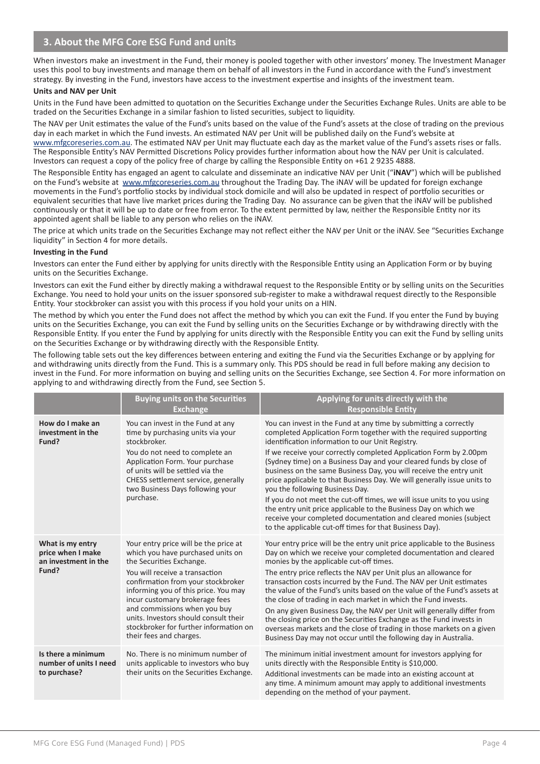## 3. About the MFG Core ESG Fund and units

When investors make an investment in the Fund, their money is pooled together with other investors' money. The Investment Manager uses this pool to buy investments and manage them on behalf of all investors in the Fund in accordance with the Fund's investment strategy. By investing in the Fund, investors have access to the investment expertise and insights of the investment team.

**Units and NAV per Unit**

Units in the Fund have been admitted to quotation on the Securities Exchange under the Securities Exchange Rules. Units are able to be traded on the Securities Exchange in a similar fashion to listed securities, subject to liquidity.

The NAV per Unit estimates the value of the Fund's units based on the value of the Fund's assets at the close of trading on the previous day in each market in which the Fund invests. An estimated NAV per Unit will be published daily on the Fund's website at www.mfgcoreseries.com.au. The estimated NAV per Unit may fluctuate each day as the market value of the Fund's assets rises or falls. The Responsible Entity's NAV Permitted Discretions Policy provides further information about how the NAV per Unit is calculated. Investors can request a copy of the policy free of charge by calling the Responsible Entity on +61 2 9235 4888.

The Responsible Entity has engaged an agent to calculate and disseminate an indicative NAV per Unit ("**iNAV**") which will be published on the Fund's website at www.mfgcoreseries.com.au throughout the Trading Day. The iNAV will be updated for foreign exchange movements in the Fund's portfolio stocks by individual stock domicile and will also be updated in respect of portfolio securities or equivalent securities that have live market prices during the Trading Day. No assurance can be given that the iNAV will be published continuously or that it will be up to date or free from error. To the extent permitted by law, neither the Responsible Entity nor its appointed agent shall be liable to any person who relies on the iNAV.

The price at which units trade on the Securities Exchange may not reflect either the NAV per Unit or the iNAV. See "Securities Exchange liquidity" in Section 4 for more details.

**Investing in the Fund**

Investors can enter the Fund either by applying for units directly with the Responsible Entity using an Application Form or by buying units on the Securities Exchange.

Investors can exit the Fund either by directly making a withdrawal request to the Responsible Entity or by selling units on the Securities Exchange. You need to hold your units on the issuer sponsored sub-register to make a withdrawal request directly to the Responsible Entity. Your stockbroker can assist you with this process if you hold your units on a HIN.

The method by which you enter the Fund does not affect the method by which you can exit the Fund. If you enter the Fund by buying units on the Securities Exchange, you can exit the Fund by selling units on the Securities Exchange or by withdrawing directly with the Responsible Entity. If you enter the Fund by applying for units directly with the Responsible Entity you can exit the Fund by selling units on the Securities Exchange or by withdrawing directly with the Responsible Entity.

The following table sets out the key differences between entering and exiting the Fund via the Securities Exchange or by applying for and withdrawing units directly from the Fund. This is a summary only. This PDS should be read in full before making any decision to invest in the Fund. For more information on buying and selling units on the Securities Exchange, see Section 4. For more information on applying to and withdrawing directly from the Fund, see Section 5.

| | Buying units on the Securities Exchange | Applying for units directly with the Responsible Entity |
|---|---|---|
| **How do I make an investment in the Fund?** | You can invest in the Fund at any time by purchasing units via your stockbroker.<br><br>You do not need to complete an Application Form. Your purchase of units will be settled via the CHESS settlement service, generally two Business Days following your purchase. | You can invest in the Fund at any time by submitting a correctly completed Application Form together with the required supporting identification information to our Unit Registry.<br><br>If we receive your correctly completed Application Form by 2.00pm (Sydney time) on a Business Day and your cleared funds by close of business on the same Business Day, you will receive the entry unit price applicable to that Business Day. We will generally issue units to you the following Business Day.<br><br>If you do not meet the cut-off times, we will issue units to you using the entry unit price applicable to the Business Day on which we receive your completed documentation and cleared monies (subject to the applicable cut-off times for that Business Day). |
| **What is my entry price when I make an investment in the Fund?** | Your entry price will be the price at which you have purchased units on the Securities Exchange.<br><br>You will receive a transaction confirmation from your stockbroker informing you of this price. You may incur customary brokerage fees and commissions when you buy units. Investors should consult their stockbroker for further information on their fees and charges. | Your entry price will be the entry unit price applicable to the Business Day on which we receive your completed documentation and cleared monies by the applicable cut-off times.<br><br>The entry price reflects the NAV per Unit plus an allowance for transaction costs incurred by the Fund. The NAV per Unit estimates the value of the Fund's units based on the value of the Fund's assets at the close of trading in each market in which the Fund invests.<br><br>On any given Business Day, the NAV per Unit will generally differ from the closing price on the Securities Exchange as the Fund invests in overseas markets and the close of trading in those markets on a given Business Day may not occur until the following day in Australia. |
| **Is there a minimum number of units I need to purchase?** | No. There is no minimum number of units applicable to investors who buy their units on the Securities Exchange. | The minimum initial investment amount for investors applying for units directly with the Responsible Entity is $10,000.<br><br>Additional investments can be made into an existing account at any time. A minimum amount may apply to additional investments depending on the method of your payment. |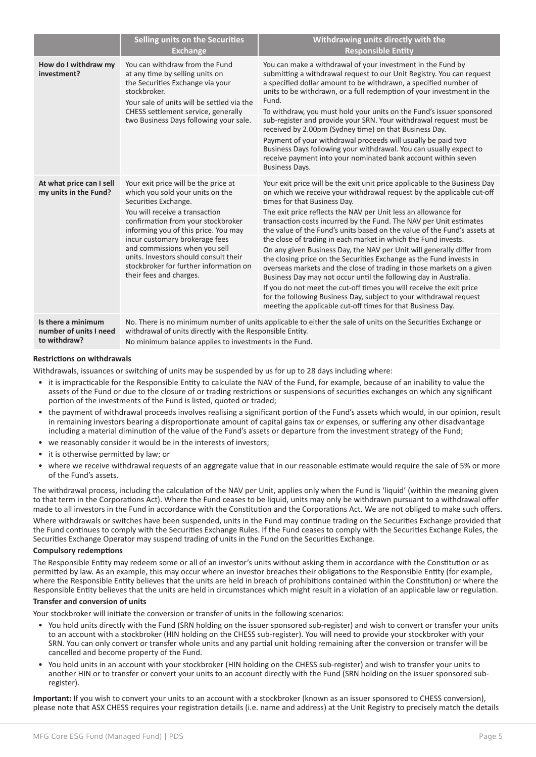| | Selling units on the Securities Exchange | Withdrawing units directly with the Responsible Entity |
|---|---|---|
| **How do I withdraw my investment?** | You can withdraw from the Fund at any time by selling units on the Securities Exchange via your stockbroker.<br>Your sale of units will be settled via the CHESS settlement service, generally two Business Days following your sale. | You can make a withdrawal of your investment in the Fund by submitting a withdrawal request to our Unit Registry. You can request a specified dollar amount to be withdrawn, a specified number of units to be withdrawn, or a full redemption of your investment in the Fund.<br>To withdraw, you must hold your units on the Fund's issuer sponsored sub-register and provide your SRN. Your withdrawal request must be received by 2.00pm (Sydney time) on that Business Day.<br>Payment of your withdrawal proceeds will usually be paid two Business Days following your withdrawal. You can usually expect to receive payment into your nominated bank account within seven Business Days. |
| **At what price can I sell my units in the Fund?** | Your exit price will be the price at which you sold your units on the Securities Exchange.<br>You will receive a transaction confirmation from your stockbroker informing you of this price. You may incur customary brokerage fees and commissions when you sell units. Investors should consult their stockbroker for further information on their fees and charges. | Your exit price will be the exit unit price applicable to the Business Day on which we receive your withdrawal request by the applicable cut-off times for that Business Day.<br>The exit price reflects the NAV per Unit less an allowance for transaction costs incurred by the Fund. The NAV per Unit estimates the value of the Fund's units based on the value of the Fund's assets at the close of trading in each market in which the Fund invests.<br>On any given Business Day, the NAV per Unit will generally differ from the closing price on the Securities Exchange as the Fund invests in overseas markets and the close of trading in those markets on a given Business Day may not occur until the following day in Australia.<br>If you do not meet the cut-off times you will receive the exit price for the following Business Day, subject to your withdrawal request meeting the applicable cut-off times for that Business Day. |
| **Is there a minimum number of units I need to withdraw?** | No. There is no minimum number of units applicable to either the sale of units on the Securities Exchange or withdrawal of units directly with the Responsible Entity.<br>No minimum balance applies to investments in the Fund. | |

**Restrictions on withdrawals**

Withdrawals, issuances or switching of units may be suspended by us for up to 28 days including where:

- it is impracticable for the Responsible Entity to calculate the NAV of the Fund, for example, because of an inability to value the assets of the Fund or due to the closure of or trading restrictions or suspensions of securities exchanges on which any significant portion of the investments of the Fund is listed, quoted or traded;
- the payment of withdrawal proceeds involves realising a significant portion of the Fund's assets which would, in our opinion, result in remaining investors bearing a disproportionate amount of capital gains tax or expenses, or suffering any other disadvantage including a material diminution of the value of the Fund's assets or departure from the investment strategy of the Fund;
- we reasonably consider it would be in the interests of investors;
- it is otherwise permitted by law; or
- where we receive withdrawal requests of an aggregate value that in our reasonable estimate would require the sale of 5% or more of the Fund's assets.

The withdrawal process, including the calculation of the NAV per Unit, applies only when the Fund is 'liquid' (within the meaning given to that term in the Corporations Act). Where the Fund ceases to be liquid, units may only be withdrawn pursuant to a withdrawal offer made to all investors in the Fund in accordance with the Constitution and the Corporations Act. We are not obliged to make such offers.

Where withdrawals or switches have been suspended, units in the Fund may continue trading on the Securities Exchange provided that the Fund continues to comply with the Securities Exchange Rules. If the Fund ceases to comply with the Securities Exchange Rules, the Securities Exchange Operator may suspend trading of units in the Fund on the Securities Exchange.

**Compulsory redemptions**

The Responsible Entity may redeem some or all of an investor's units without asking them in accordance with the Constitution or as permitted by law. As an example, this may occur where an investor breaches their obligations to the Responsible Entity (for example, where the Responsible Entity believes that the units are held in breach of prohibitions contained within the Constitution) or where the Responsible Entity believes that the units are held in circumstances which might result in a violation of an applicable law or regulation.

**Transfer and conversion of units**

Your stockbroker will initiate the conversion or transfer of units in the following scenarios:

- You hold units directly with the Fund (SRN holding on the issuer sponsored sub-register) and wish to convert or transfer your units to an account with a stockbroker (HIN holding on the CHESS sub-register). You will need to provide your stockbroker with your SRN. You can only convert or transfer whole units and any partial unit holding remaining after the conversion or transfer will be cancelled and become property of the Fund.
- You hold units in an account with your stockbroker (HIN holding on the CHESS sub-register) and wish to transfer your units to another HIN or to transfer or convert your units to an account directly with the Fund (SRN holding on the issuer sponsored sub-register).

**Important:** If you wish to convert your units to an account with a stockbroker (known as an issuer sponsored to CHESS conversion), please note that ASX CHESS requires your registration details (i.e. name and address) at the Unit Registry to precisely match the details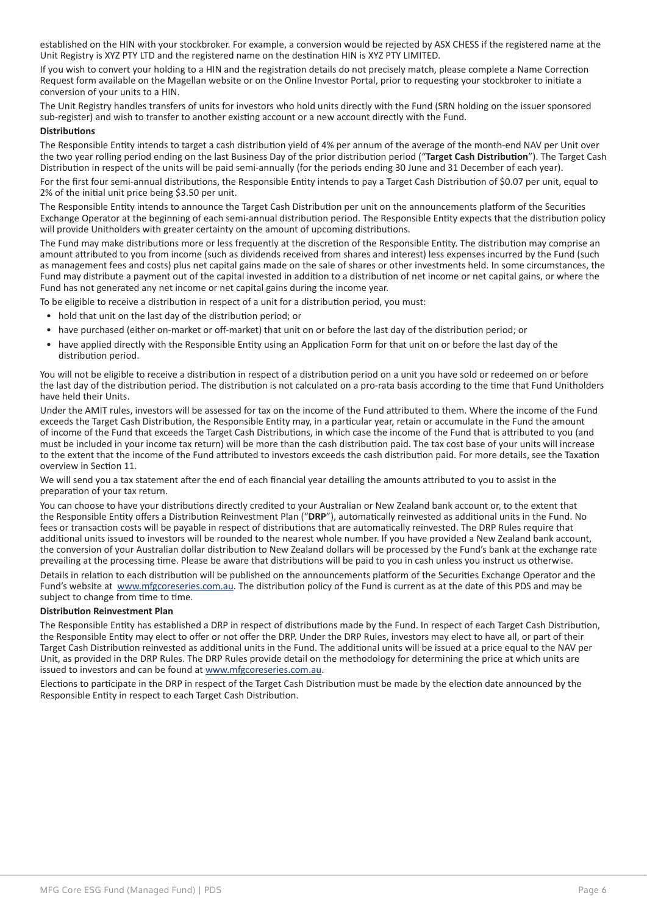established on the HIN with your stockbroker. For example, a conversion would be rejected by ASX CHESS if the registered name at the Unit Registry is XYZ PTY LTD and the registered name on the destination HIN is XYZ PTY LIMITED.

If you wish to convert your holding to a HIN and the registration details do not precisely match, please complete a Name Correction Request form available on the Magellan website or on the Online Investor Portal, prior to requesting your stockbroker to initiate a conversion of your units to a HIN.

The Unit Registry handles transfers of units for investors who hold units directly with the Fund (SRN holding on the issuer sponsored sub-register) and wish to transfer to another existing account or a new account directly with the Fund.

**Distributions**

The Responsible Entity intends to target a cash distribution yield of 4% per annum of the average of the month-end NAV per Unit over the two year rolling period ending on the last Business Day of the prior distribution period ("**Target Cash Distribution**"). The Target Cash Distribution in respect of the units will be paid semi-annually (for the periods ending 30 June and 31 December of each year).

For the first four semi-annual distributions, the Responsible Entity intends to pay a Target Cash Distribution of $0.07 per unit, equal to 2% of the initial unit price being $3.50 per unit.

The Responsible Entity intends to announce the Target Cash Distribution per unit on the announcements platform of the Securities Exchange Operator at the beginning of each semi-annual distribution period. The Responsible Entity expects that the distribution policy will provide Unitholders with greater certainty on the amount of upcoming distributions.

The Fund may make distributions more or less frequently at the discretion of the Responsible Entity. The distribution may comprise an amount attributed to you from income (such as dividends received from shares and interest) less expenses incurred by the Fund (such as management fees and costs) plus net capital gains made on the sale of shares or other investments held. In some circumstances, the Fund may distribute a payment out of the capital invested in addition to a distribution of net income or net capital gains, or where the Fund has not generated any net income or net capital gains during the income year.

To be eligible to receive a distribution in respect of a unit for a distribution period, you must:

- hold that unit on the last day of the distribution period; or
- have purchased (either on-market or off-market) that unit on or before the last day of the distribution period; or
- have applied directly with the Responsible Entity using an Application Form for that unit on or before the last day of the distribution period.

You will not be eligible to receive a distribution in respect of a distribution period on a unit you have sold or redeemed on or before the last day of the distribution period. The distribution is not calculated on a pro-rata basis according to the time that Fund Unitholders have held their Units.

Under the AMIT rules, investors will be assessed for tax on the income of the Fund attributed to them. Where the income of the Fund exceeds the Target Cash Distribution, the Responsible Entity may, in a particular year, retain or accumulate in the Fund the amount of income of the Fund that exceeds the Target Cash Distributions, in which case the income of the Fund that is attributed to you (and must be included in your income tax return) will be more than the cash distribution paid. The tax cost base of your units will increase to the extent that the income of the Fund attributed to investors exceeds the cash distribution paid. For more details, see the Taxation overview in Section 11.

We will send you a tax statement after the end of each financial year detailing the amounts attributed to you to assist in the preparation of your tax return.

You can choose to have your distributions directly credited to your Australian or New Zealand bank account or, to the extent that the Responsible Entity offers a Distribution Reinvestment Plan ("**DRP**"), automatically reinvested as additional units in the Fund. No fees or transaction costs will be payable in respect of distributions that are automatically reinvested. The DRP Rules require that additional units issued to investors will be rounded to the nearest whole number. If you have provided a New Zealand bank account, the conversion of your Australian dollar distribution to New Zealand dollars will be processed by the Fund's bank at the exchange rate prevailing at the processing time. Please be aware that distributions will be paid to you in cash unless you instruct us otherwise.

Details in relation to each distribution will be published on the announcements platform of the Securities Exchange Operator and the Fund's website at www.mfgcoreseries.com.au. The distribution policy of the Fund is current as at the date of this PDS and may be subject to change from time to time.

**Distribution Reinvestment Plan**

The Responsible Entity has established a DRP in respect of distributions made by the Fund. In respect of each Target Cash Distribution, the Responsible Entity may elect to offer or not offer the DRP. Under the DRP Rules, investors may elect to have all, or part of their Target Cash Distribution reinvested as additional units in the Fund. The additional units will be issued at a price equal to the NAV per Unit, as provided in the DRP Rules. The DRP Rules provide detail on the methodology for determining the price at which units are issued to investors and can be found at www.mfgcoreseries.com.au.

Elections to participate in the DRP in respect of the Target Cash Distribution must be made by the election date announced by the Responsible Entity in respect to each Target Cash Distribution.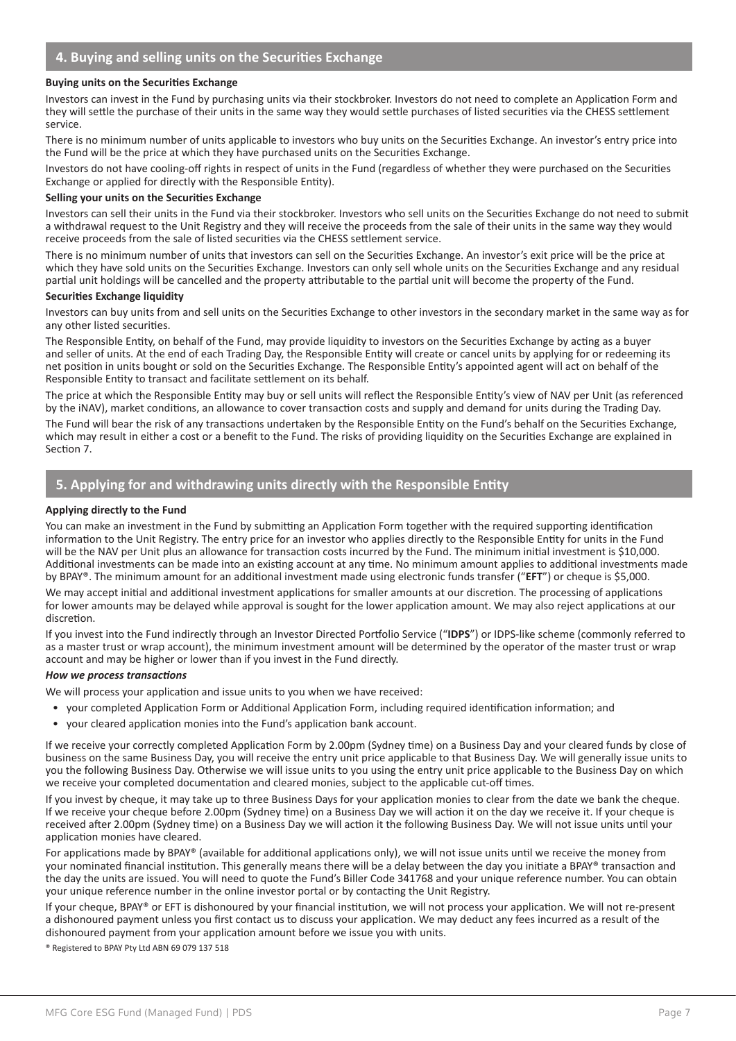## 4. Buying and selling units on the Securities Exchange

**Buying units on the Securities Exchange**

Investors can invest in the Fund by purchasing units via their stockbroker. Investors do not need to complete an Application Form and they will settle the purchase of their units in the same way they would settle purchases of listed securities via the CHESS settlement service.

There is no minimum number of units applicable to investors who buy units on the Securities Exchange. An investor's entry price into the Fund will be the price at which they have purchased units on the Securities Exchange.

Investors do not have cooling-off rights in respect of units in the Fund (regardless of whether they were purchased on the Securities Exchange or applied for directly with the Responsible Entity).

**Selling your units on the Securities Exchange**

Investors can sell their units in the Fund via their stockbroker. Investors who sell units on the Securities Exchange do not need to submit a withdrawal request to the Unit Registry and they will receive the proceeds from the sale of their units in the same way they would receive proceeds from the sale of listed securities via the CHESS settlement service.

There is no minimum number of units that investors can sell on the Securities Exchange. An investor's exit price will be the price at which they have sold units on the Securities Exchange. Investors can only sell whole units on the Securities Exchange and any residual partial unit holdings will be cancelled and the property attributable to the partial unit will become the property of the Fund.

**Securities Exchange liquidity**

Investors can buy units from and sell units on the Securities Exchange to other investors in the secondary market in the same way as for any other listed securities.

The Responsible Entity, on behalf of the Fund, may provide liquidity to investors on the Securities Exchange by acting as a buyer and seller of units. At the end of each Trading Day, the Responsible Entity will create or cancel units by applying for or redeeming its net position in units bought or sold on the Securities Exchange. The Responsible Entity's appointed agent will act on behalf of the Responsible Entity to transact and facilitate settlement on its behalf.

The price at which the Responsible Entity may buy or sell units will reflect the Responsible Entity's view of NAV per Unit (as referenced by the iNAV), market conditions, an allowance to cover transaction costs and supply and demand for units during the Trading Day.

The Fund will bear the risk of any transactions undertaken by the Responsible Entity on the Fund's behalf on the Securities Exchange, which may result in either a cost or a benefit to the Fund. The risks of providing liquidity on the Securities Exchange are explained in Section 7.

## 5. Applying for and withdrawing units directly with the Responsible Entity

**Applying directly to the Fund**

You can make an investment in the Fund by submitting an Application Form together with the required supporting identification information to the Unit Registry. The entry price for an investor who applies directly to the Responsible Entity for units in the Fund will be the NAV per Unit plus an allowance for transaction costs incurred by the Fund. The minimum initial investment is $10,000. Additional investments can be made into an existing account at any time. No minimum amount applies to additional investments made by BPAY®. The minimum amount for an additional investment made using electronic funds transfer ("**EFT**") or cheque is $5,000.

We may accept initial and additional investment applications for smaller amounts at our discretion. The processing of applications for lower amounts may be delayed while approval is sought for the lower application amount. We may also reject applications at our discretion.

If you invest into the Fund indirectly through an Investor Directed Portfolio Service ("**IDPS**") or IDPS-like scheme (commonly referred to as a master trust or wrap account), the minimum investment amount will be determined by the operator of the master trust or wrap account and may be higher or lower than if you invest in the Fund directly.

***How we process transactions***

We will process your application and issue units to you when we have received:

- your completed Application Form or Additional Application Form, including required identification information; and
- your cleared application monies into the Fund's application bank account.

If we receive your correctly completed Application Form by 2.00pm (Sydney time) on a Business Day and your cleared funds by close of business on the same Business Day, you will receive the entry unit price applicable to that Business Day. We will generally issue units to you the following Business Day. Otherwise we will issue units to you using the entry unit price applicable to the Business Day on which we receive your completed documentation and cleared monies, subject to the applicable cut-off times.

If you invest by cheque, it may take up to three Business Days for your application monies to clear from the date we bank the cheque. If we receive your cheque before 2.00pm (Sydney time) on a Business Day we will action it on the day we receive it. If your cheque is received after 2.00pm (Sydney time) on a Business Day we will action it the following Business Day. We will not issue units until your application monies have cleared.

For applications made by BPAY® (available for additional applications only), we will not issue units until we receive the money from your nominated financial institution. This generally means there will be a delay between the day you initiate a BPAY® transaction and the day the units are issued. You will need to quote the Fund's Biller Code 341768 and your unique reference number. You can obtain your unique reference number in the online investor portal or by contacting the Unit Registry.

If your cheque, BPAY® or EFT is dishonoured by your financial institution, we will not process your application. We will not re-present a dishonoured payment unless you first contact us to discuss your application. We may deduct any fees incurred as a result of the dishonoured payment from your application amount before we issue you with units.

® Registered to BPAY Pty Ltd ABN 69 079 137 518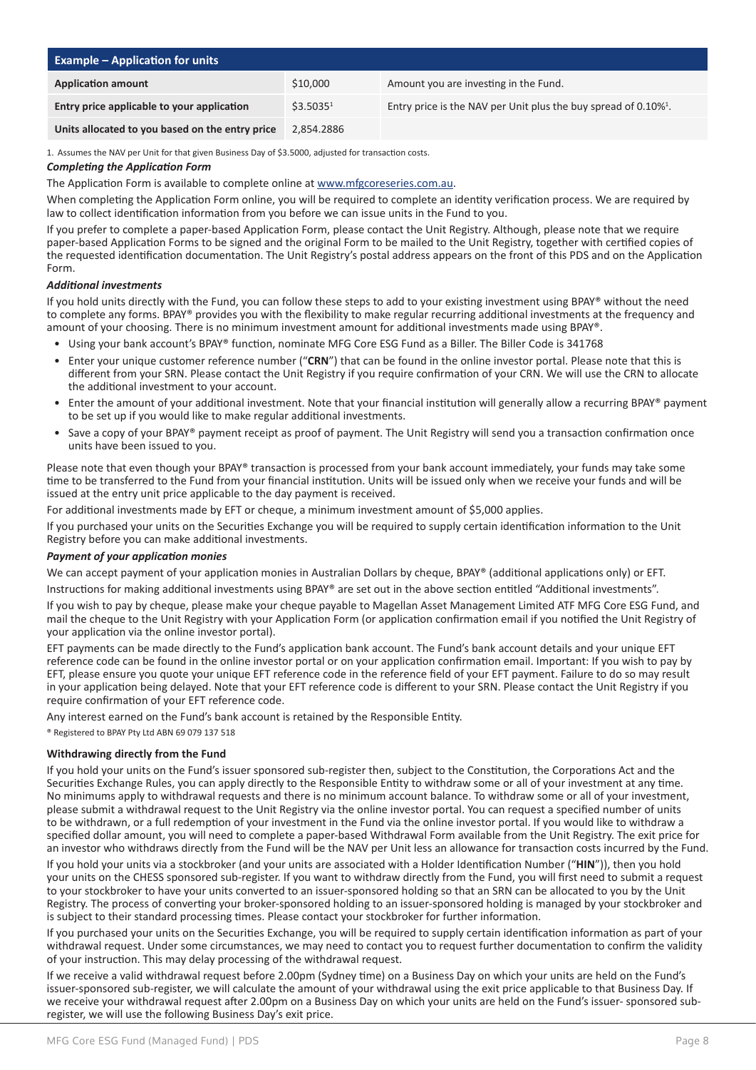| Example – Application for units | | |
|---|---|---|
| **Application amount** | $10,000 | Amount you are investing in the Fund. |
| **Entry price applicable to your application** | $3.5035[1] | Entry price is the NAV per Unit plus the buy spread of 0.10%[1]. |
| **Units allocated to you based on the entry price** | 2,854.2886 | |

1. Assumes the NAV per Unit for that given Business Day of $3.5000, adjusted for transaction costs.

***Completing the Application Form***

The Application Form is available to complete online at www.mfgcoreseries.com.au.

When completing the Application Form online, you will be required to complete an identity verification process. We are required by law to collect identification information from you before we can issue units in the Fund to you.

If you prefer to complete a paper-based Application Form, please contact the Unit Registry. Although, please note that we require paper-based Application Forms to be signed and the original Form to be mailed to the Unit Registry, together with certified copies of the requested identification documentation. The Unit Registry's postal address appears on the front of this PDS and on the Application Form.

***Additional investments***

If you hold units directly with the Fund, you can follow these steps to add to your existing investment using BPAY® without the need to complete any forms. BPAY® provides you with the flexibility to make regular recurring additional investments at the frequency and amount of your choosing. There is no minimum investment amount for additional investments made using BPAY®.

- Using your bank account's BPAY® function, nominate MFG Core ESG Fund as a Biller. The Biller Code is 341768
- Enter your unique customer reference number ("**CRN**") that can be found in the online investor portal. Please note that this is different from your SRN. Please contact the Unit Registry if you require confirmation of your CRN. We will use the CRN to allocate the additional investment to your account.
- Enter the amount of your additional investment. Note that your financial institution will generally allow a recurring BPAY® payment to be set up if you would like to make regular additional investments.
- Save a copy of your BPAY® payment receipt as proof of payment. The Unit Registry will send you a transaction confirmation once units have been issued to you.

Please note that even though your BPAY® transaction is processed from your bank account immediately, your funds may take some time to be transferred to the Fund from your financial institution. Units will be issued only when we receive your funds and will be issued at the entry unit price applicable to the day payment is received.

For additional investments made by EFT or cheque, a minimum investment amount of $5,000 applies.

If you purchased your units on the Securities Exchange you will be required to supply certain identification information to the Unit Registry before you can make additional investments.

***Payment of your application monies***

We can accept payment of your application monies in Australian Dollars by cheque, BPAY® (additional applications only) or EFT.

Instructions for making additional investments using BPAY® are set out in the above section entitled "Additional investments".

If you wish to pay by cheque, please make your cheque payable to Magellan Asset Management Limited ATF MFG Core ESG Fund, and mail the cheque to the Unit Registry with your Application Form (or application confirmation email if you notified the Unit Registry of your application via the online investor portal).

EFT payments can be made directly to the Fund's application bank account. The Fund's bank account details and your unique EFT reference code can be found in the online investor portal or on your application confirmation email. Important: If you wish to pay by EFT, please ensure you quote your unique EFT reference code in the reference field of your EFT payment. Failure to do so may result in your application being delayed. Note that your EFT reference code is different to your SRN. Please contact the Unit Registry if you require confirmation of your EFT reference code.

Any interest earned on the Fund's bank account is retained by the Responsible Entity.

® Registered to BPAY Pty Ltd ABN 69 079 137 518

#### Withdrawing directly from the Fund

If you hold your units on the Fund's issuer sponsored sub-register then, subject to the Constitution, the Corporations Act and the Securities Exchange Rules, you can apply directly to the Responsible Entity to withdraw some or all of your investment at any time. No minimums apply to withdrawal requests and there is no minimum account balance. To withdraw some or all of your investment, please submit a withdrawal request to the Unit Registry via the online investor portal. You can request a specified number of units to be withdrawn, or a full redemption of your investment in the Fund via the online investor portal. If you would like to withdraw a specified dollar amount, you will need to complete a paper-based Withdrawal Form available from the Unit Registry. The exit price for an investor who withdraws directly from the Fund will be the NAV per Unit less an allowance for transaction costs incurred by the Fund.

If you hold your units via a stockbroker (and your units are associated with a Holder Identification Number ("**HIN**")), then you hold your units on the CHESS sponsored sub-register. If you want to withdraw directly from the Fund, you will first need to submit a request to your stockbroker to have your units converted to an issuer-sponsored holding so that an SRN can be allocated to you by the Unit Registry. The process of converting your broker-sponsored holding to an issuer-sponsored holding is managed by your stockbroker and is subject to their standard processing times. Please contact your stockbroker for further information.

If you purchased your units on the Securities Exchange, you will be required to supply certain identification information as part of your withdrawal request. Under some circumstances, we may need to contact you to request further documentation to confirm the validity of your instruction. This may delay processing of the withdrawal request.

If we receive a valid withdrawal request before 2.00pm (Sydney time) on a Business Day on which your units are held on the Fund's issuer-sponsored sub-register, we will calculate the amount of your withdrawal using the exit price applicable to that Business Day. If we receive your withdrawal request after 2.00pm on a Business Day on which your units are held on the Fund's issuer- sponsored sub-register, we will use the following Business Day's exit price.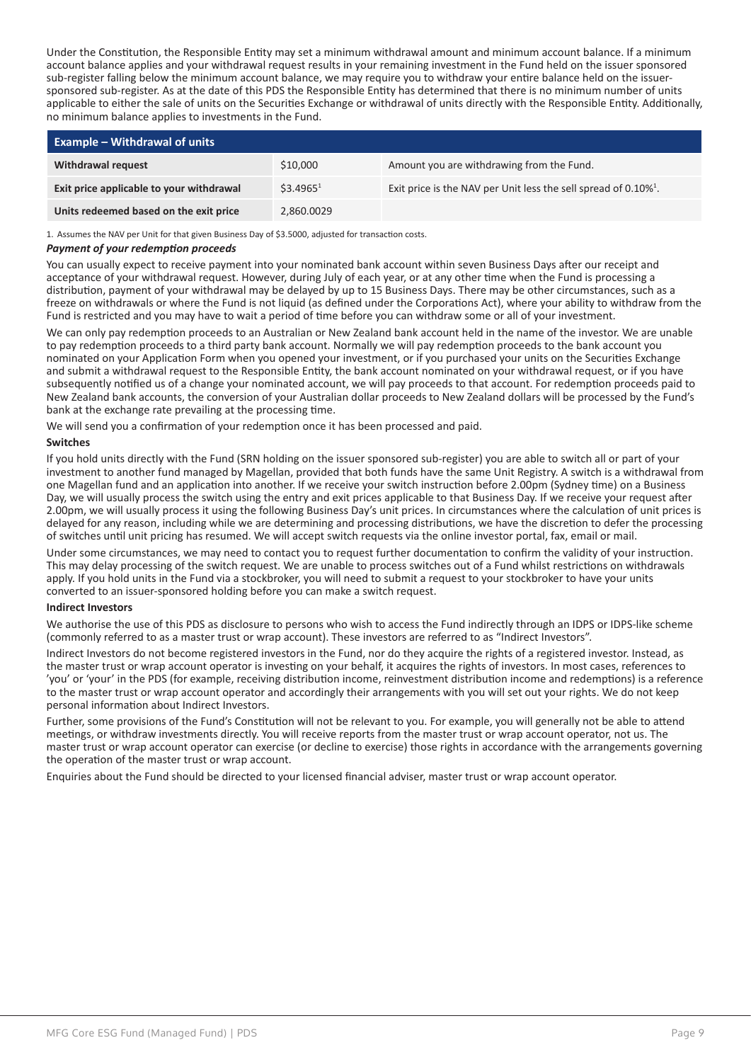Under the Constitution, the Responsible Entity may set a minimum withdrawal amount and minimum account balance. If a minimum account balance applies and your withdrawal request results in your remaining investment in the Fund held on the issuer sponsored sub-register falling below the minimum account balance, we may require you to withdraw your entire balance held on the issuer-sponsored sub-register. As at the date of this PDS the Responsible Entity has determined that there is no minimum number of units applicable to either the sale of units on the Securities Exchange or withdrawal of units directly with the Responsible Entity. Additionally, no minimum balance applies to investments in the Fund.

| Example – Withdrawal of units | | |
|---|---|---|
| **Withdrawal request** | $10,000 | Amount you are withdrawing from the Fund. |
| **Exit price applicable to your withdrawal** | $3.4965[1] | Exit price is the NAV per Unit less the sell spread of 0.10%[1]. |
| **Units redeemed based on the exit price** | 2,860.0029 | |

1. Assumes the NAV per Unit for that given Business Day of $3.5000, adjusted for transaction costs.

***Payment of your redemption proceeds***

You can usually expect to receive payment into your nominated bank account within seven Business Days after our receipt and acceptance of your withdrawal request. However, during July of each year, or at any other time when the Fund is processing a distribution, payment of your withdrawal may be delayed by up to 15 Business Days. There may be other circumstances, such as a freeze on withdrawals or where the Fund is not liquid (as defined under the Corporations Act), where your ability to withdraw from the Fund is restricted and you may have to wait a period of time before you can withdraw some or all of your investment.

We can only pay redemption proceeds to an Australian or New Zealand bank account held in the name of the investor. We are unable to pay redemption proceeds to a third party bank account. Normally we will pay redemption proceeds to the bank account you nominated on your Application Form when you opened your investment, or if you purchased your units on the Securities Exchange and submit a withdrawal request to the Responsible Entity, the bank account nominated on your withdrawal request, or if you have subsequently notified us of a change your nominated account, we will pay proceeds to that account. For redemption proceeds paid to New Zealand bank accounts, the conversion of your Australian dollar proceeds to New Zealand dollars will be processed by the Fund's bank at the exchange rate prevailing at the processing time.

We will send you a confirmation of your redemption once it has been processed and paid.

**Switches**

If you hold units directly with the Fund (SRN holding on the issuer sponsored sub-register) you are able to switch all or part of your investment to another fund managed by Magellan, provided that both funds have the same Unit Registry. A switch is a withdrawal from one Magellan fund and an application into another. If we receive your switch instruction before 2.00pm (Sydney time) on a Business Day, we will usually process the switch using the entry and exit prices applicable to that Business Day. If we receive your request after 2.00pm, we will usually process it using the following Business Day's unit prices. In circumstances where the calculation of unit prices is delayed for any reason, including while we are determining and processing distributions, we have the discretion to defer the processing of switches until unit pricing has resumed. We will accept switch requests via the online investor portal, fax, email or mail.

Under some circumstances, we may need to contact you to request further documentation to confirm the validity of your instruction. This may delay processing of the switch request. We are unable to process switches out of a Fund whilst restrictions on withdrawals apply. If you hold units in the Fund via a stockbroker, you will need to submit a request to your stockbroker to have your units converted to an issuer-sponsored holding before you can make a switch request.

**Indirect Investors**

We authorise the use of this PDS as disclosure to persons who wish to access the Fund indirectly through an IDPS or IDPS-like scheme (commonly referred to as a master trust or wrap account). These investors are referred to as "Indirect Investors".

Indirect Investors do not become registered investors in the Fund, nor do they acquire the rights of a registered investor. Instead, as the master trust or wrap account operator is investing on your behalf, it acquires the rights of investors. In most cases, references to 'you' or 'your' in the PDS (for example, receiving distribution income, reinvestment distribution income and redemptions) is a reference to the master trust or wrap account operator and accordingly their arrangements with you will set out your rights. We do not keep personal information about Indirect Investors.

Further, some provisions of the Fund's Constitution will not be relevant to you. For example, you will generally not be able to attend meetings, or withdraw investments directly. You will receive reports from the master trust or wrap account operator, not us. The master trust or wrap account operator can exercise (or decline to exercise) those rights in accordance with the arrangements governing the operation of the master trust or wrap account.

Enquiries about the Fund should be directed to your licensed financial adviser, master trust or wrap account operator.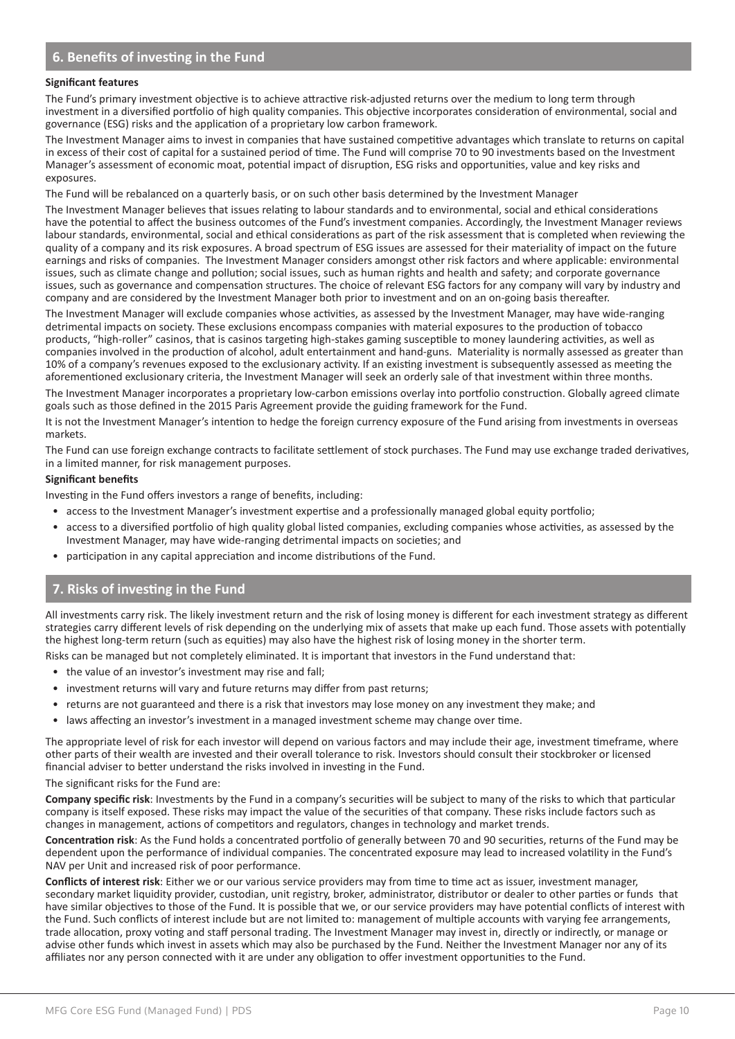## 6. Benefits of investing in the Fund

**Significant features**

The Fund's primary investment objective is to achieve attractive risk-adjusted returns over the medium to long term through investment in a diversified portfolio of high quality companies. This objective incorporates consideration of environmental, social and governance (ESG) risks and the application of a proprietary low carbon framework.

The Investment Manager aims to invest in companies that have sustained competitive advantages which translate to returns on capital in excess of their cost of capital for a sustained period of time. The Fund will comprise 70 to 90 investments based on the Investment Manager's assessment of economic moat, potential impact of disruption, ESG risks and opportunities, value and key risks and exposures.

The Fund will be rebalanced on a quarterly basis, or on such other basis determined by the Investment Manager

The Investment Manager believes that issues relating to labour standards and to environmental, social and ethical considerations have the potential to affect the business outcomes of the Fund's investment companies. Accordingly, the Investment Manager reviews labour standards, environmental, social and ethical considerations as part of the risk assessment that is completed when reviewing the quality of a company and its risk exposures. A broad spectrum of ESG issues are assessed for their materiality of impact on the future earnings and risks of companies. The Investment Manager considers amongst other risk factors and where applicable: environmental issues, such as climate change and pollution; social issues, such as human rights and health and safety; and corporate governance issues, such as governance and compensation structures. The choice of relevant ESG factors for any company will vary by industry and company and are considered by the Investment Manager both prior to investment and on an on-going basis thereafter.

The Investment Manager will exclude companies whose activities, as assessed by the Investment Manager, may have wide-ranging detrimental impacts on society. These exclusions encompass companies with material exposures to the production of tobacco products, "high-roller" casinos, that is casinos targeting high-stakes gaming susceptible to money laundering activities, as well as companies involved in the production of alcohol, adult entertainment and hand-guns. Materiality is normally assessed as greater than 10% of a company's revenues exposed to the exclusionary activity. If an existing investment is subsequently assessed as meeting the aforementioned exclusionary criteria, the Investment Manager will seek an orderly sale of that investment within three months.

The Investment Manager incorporates a proprietary low-carbon emissions overlay into portfolio construction. Globally agreed climate goals such as those defined in the 2015 Paris Agreement provide the guiding framework for the Fund.

It is not the Investment Manager's intention to hedge the foreign currency exposure of the Fund arising from investments in overseas markets.

The Fund can use foreign exchange contracts to facilitate settlement of stock purchases. The Fund may use exchange traded derivatives, in a limited manner, for risk management purposes.

**Significant benefits**

Investing in the Fund offers investors a range of benefits, including:

- access to the Investment Manager's investment expertise and a professionally managed global equity portfolio;
- access to a diversified portfolio of high quality global listed companies, excluding companies whose activities, as assessed by the Investment Manager, may have wide-ranging detrimental impacts on societies; and
- participation in any capital appreciation and income distributions of the Fund.

## 7. Risks of investing in the Fund

All investments carry risk. The likely investment return and the risk of losing money is different for each investment strategy as different strategies carry different levels of risk depending on the underlying mix of assets that make up each fund. Those assets with potentially the highest long-term return (such as equities) may also have the highest risk of losing money in the shorter term.

Risks can be managed but not completely eliminated. It is important that investors in the Fund understand that:

- the value of an investor's investment may rise and fall;
- investment returns will vary and future returns may differ from past returns;
- returns are not guaranteed and there is a risk that investors may lose money on any investment they make; and
- laws affecting an investor's investment in a managed investment scheme may change over time.

The appropriate level of risk for each investor will depend on various factors and may include their age, investment timeframe, where other parts of their wealth are invested and their overall tolerance to risk. Investors should consult their stockbroker or licensed financial adviser to better understand the risks involved in investing in the Fund.

The significant risks for the Fund are:

**Company specific risk**: Investments by the Fund in a company's securities will be subject to many of the risks to which that particular company is itself exposed. These risks may impact the value of the securities of that company. These risks include factors such as changes in management, actions of competitors and regulators, changes in technology and market trends.

**Concentration risk**: As the Fund holds a concentrated portfolio of generally between 70 and 90 securities, returns of the Fund may be dependent upon the performance of individual companies. The concentrated exposure may lead to increased volatility in the Fund's NAV per Unit and increased risk of poor performance.

**Conflicts of interest risk**: Either we or our various service providers may from time to time act as issuer, investment manager, secondary market liquidity provider, custodian, unit registry, broker, administrator, distributor or dealer to other parties or funds that have similar objectives to those of the Fund. It is possible that we, or our service providers may have potential conflicts of interest with the Fund. Such conflicts of interest include but are not limited to: management of multiple accounts with varying fee arrangements, trade allocation, proxy voting and staff personal trading. The Investment Manager may invest in, directly or indirectly, or manage or advise other funds which invest in assets which may also be purchased by the Fund. Neither the Investment Manager nor any of its affiliates nor any person connected with it are under any obligation to offer investment opportunities to the Fund.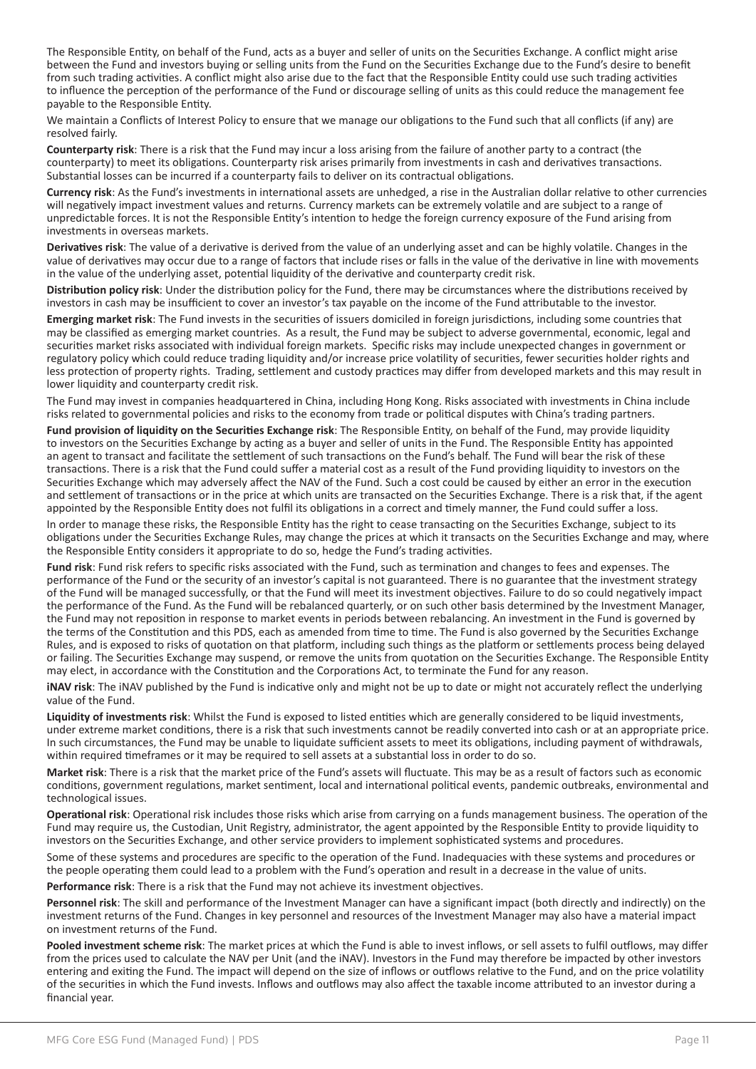The Responsible Entity, on behalf of the Fund, acts as a buyer and seller of units on the Securities Exchange. A conflict might arise between the Fund and investors buying or selling units from the Fund on the Securities Exchange due to the Fund's desire to benefit from such trading activities. A conflict might also arise due to the fact that the Responsible Entity could use such trading activities to influence the perception of the performance of the Fund or discourage selling of units as this could reduce the management fee payable to the Responsible Entity.

We maintain a Conflicts of Interest Policy to ensure that we manage our obligations to the Fund such that all conflicts (if any) are resolved fairly.

**Counterparty risk**: There is a risk that the Fund may incur a loss arising from the failure of another party to a contract (the counterparty) to meet its obligations. Counterparty risk arises primarily from investments in cash and derivatives transactions. Substantial losses can be incurred if a counterparty fails to deliver on its contractual obligations.

**Currency risk**: As the Fund's investments in international assets are unhedged, a rise in the Australian dollar relative to other currencies will negatively impact investment values and returns. Currency markets can be extremely volatile and are subject to a range of unpredictable forces. It is not the Responsible Entity's intention to hedge the foreign currency exposure of the Fund arising from investments in overseas markets.

**Derivatives risk**: The value of a derivative is derived from the value of an underlying asset and can be highly volatile. Changes in the value of derivatives may occur due to a range of factors that include rises or falls in the value of the derivative in line with movements in the value of the underlying asset, potential liquidity of the derivative and counterparty credit risk.

**Distribution policy risk**: Under the distribution policy for the Fund, there may be circumstances where the distributions received by investors in cash may be insufficient to cover an investor's tax payable on the income of the Fund attributable to the investor.

**Emerging market risk**: The Fund invests in the securities of issuers domiciled in foreign jurisdictions, including some countries that may be classified as emerging market countries. As a result, the Fund may be subject to adverse governmental, economic, legal and securities market risks associated with individual foreign markets. Specific risks may include unexpected changes in government or regulatory policy which could reduce trading liquidity and/or increase price volatility of securities, fewer securities holder rights and less protection of property rights. Trading, settlement and custody practices may differ from developed markets and this may result in lower liquidity and counterparty credit risk.

The Fund may invest in companies headquartered in China, including Hong Kong. Risks associated with investments in China include risks related to governmental policies and risks to the economy from trade or political disputes with China's trading partners.

**Fund provision of liquidity on the Securities Exchange risk**: The Responsible Entity, on behalf of the Fund, may provide liquidity to investors on the Securities Exchange by acting as a buyer and seller of units in the Fund. The Responsible Entity has appointed an agent to transact and facilitate the settlement of such transactions on the Fund's behalf. The Fund will bear the risk of these transactions. There is a risk that the Fund could suffer a material cost as a result of the Fund providing liquidity to investors on the Securities Exchange which may adversely affect the NAV of the Fund. Such a cost could be caused by either an error in the execution and settlement of transactions or in the price at which units are transacted on the Securities Exchange. There is a risk that, if the agent appointed by the Responsible Entity does not fulfil its obligations in a correct and timely manner, the Fund could suffer a loss.

In order to manage these risks, the Responsible Entity has the right to cease transacting on the Securities Exchange, subject to its obligations under the Securities Exchange Rules, may change the prices at which it transacts on the Securities Exchange and may, where the Responsible Entity considers it appropriate to do so, hedge the Fund's trading activities.

**Fund risk**: Fund risk refers to specific risks associated with the Fund, such as termination and changes to fees and expenses. The performance of the Fund or the security of an investor's capital is not guaranteed. There is no guarantee that the investment strategy of the Fund will be managed successfully, or that the Fund will meet its investment objectives. Failure to do so could negatively impact the performance of the Fund. As the Fund will be rebalanced quarterly, or on such other basis determined by the Investment Manager, the Fund may not reposition in response to market events in periods between rebalancing. An investment in the Fund is governed by the terms of the Constitution and this PDS, each as amended from time to time. The Fund is also governed by the Securities Exchange Rules, and is exposed to risks of quotation on that platform, including such things as the platform or settlements process being delayed or failing. The Securities Exchange may suspend, or remove the units from quotation on the Securities Exchange. The Responsible Entity may elect, in accordance with the Constitution and the Corporations Act, to terminate the Fund for any reason.

**iNAV risk**: The iNAV published by the Fund is indicative only and might not be up to date or might not accurately reflect the underlying value of the Fund.

**Liquidity of investments risk**: Whilst the Fund is exposed to listed entities which are generally considered to be liquid investments, under extreme market conditions, there is a risk that such investments cannot be readily converted into cash or at an appropriate price. In such circumstances, the Fund may be unable to liquidate sufficient assets to meet its obligations, including payment of withdrawals, within required timeframes or it may be required to sell assets at a substantial loss in order to do so.

**Market risk**: There is a risk that the market price of the Fund's assets will fluctuate. This may be as a result of factors such as economic conditions, government regulations, market sentiment, local and international political events, pandemic outbreaks, environmental and technological issues.

**Operational risk**: Operational risk includes those risks which arise from carrying on a funds management business. The operation of the Fund may require us, the Custodian, Unit Registry, administrator, the agent appointed by the Responsible Entity to provide liquidity to investors on the Securities Exchange, and other service providers to implement sophisticated systems and procedures.

Some of these systems and procedures are specific to the operation of the Fund. Inadequacies with these systems and procedures or the people operating them could lead to a problem with the Fund's operation and result in a decrease in the value of units.

**Performance risk**: There is a risk that the Fund may not achieve its investment objectives.

**Personnel risk**: The skill and performance of the Investment Manager can have a significant impact (both directly and indirectly) on the investment returns of the Fund. Changes in key personnel and resources of the Investment Manager may also have a material impact on investment returns of the Fund.

**Pooled investment scheme risk**: The market prices at which the Fund is able to invest inflows, or sell assets to fulfil outflows, may differ from the prices used to calculate the NAV per Unit (and the iNAV). Investors in the Fund may therefore be impacted by other investors entering and exiting the Fund. The impact will depend on the size of inflows or outflows relative to the Fund, and on the price volatility of the securities in which the Fund invests. Inflows and outflows may also affect the taxable income attributed to an investor during a financial year.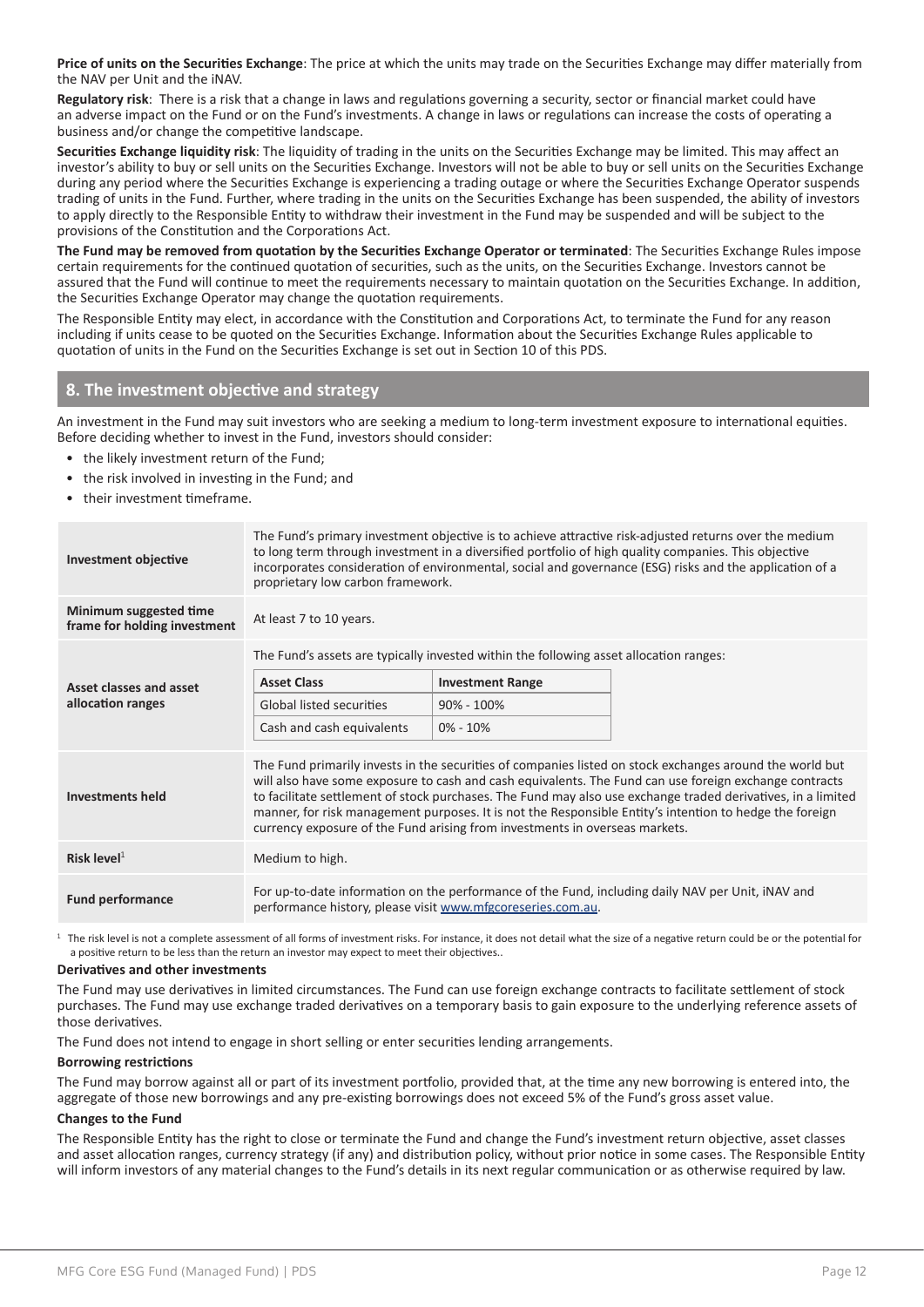**Price of units on the Securities Exchange**: The price at which the units may trade on the Securities Exchange may differ materially from the NAV per Unit and the iNAV.

**Regulatory risk**: There is a risk that a change in laws and regulations governing a security, sector or financial market could have an adverse impact on the Fund or on the Fund's investments. A change in laws or regulations can increase the costs of operating a business and/or change the competitive landscape.

**Securities Exchange liquidity risk**: The liquidity of trading in the units on the Securities Exchange may be limited. This may affect an investor's ability to buy or sell units on the Securities Exchange. Investors will not be able to buy or sell units on the Securities Exchange during any period where the Securities Exchange is experiencing a trading outage or where the Securities Exchange Operator suspends trading of units in the Fund. Further, where trading in the units on the Securities Exchange has been suspended, the ability of investors to apply directly to the Responsible Entity to withdraw their investment in the Fund may be suspended and will be subject to the provisions of the Constitution and the Corporations Act.

**The Fund may be removed from quotation by the Securities Exchange Operator or terminated**: The Securities Exchange Rules impose certain requirements for the continued quotation of securities, such as the units, on the Securities Exchange. Investors cannot be assured that the Fund will continue to meet the requirements necessary to maintain quotation on the Securities Exchange. In addition, the Securities Exchange Operator may change the quotation requirements.

The Responsible Entity may elect, in accordance with the Constitution and Corporations Act, to terminate the Fund for any reason including if units cease to be quoted on the Securities Exchange. Information about the Securities Exchange Rules applicable to quotation of units in the Fund on the Securities Exchange is set out in Section 10 of this PDS.

## 8. The investment objective and strategy

An investment in the Fund may suit investors who are seeking a medium to long-term investment exposure to international equities. Before deciding whether to invest in the Fund, investors should consider:

- the likely investment return of the Fund;
- the risk involved in investing in the Fund; and
- their investment timeframe.

| | |
|---|---|
| **Investment objective** | The Fund's primary investment objective is to achieve attractive risk-adjusted returns over the medium to long term through investment in a diversified portfolio of high quality companies. This objective incorporates consideration of environmental, social and governance (ESG) risks and the application of a proprietary low carbon framework. |
| **Minimum suggested time frame for holding investment** | At least 7 to 10 years. |
| **Asset classes and asset allocation ranges** | The Fund's assets are typically invested within the following asset allocation ranges:<br>**Asset Class** – **Investment Range**<br>Global listed securities – 90% - 100%<br>Cash and cash equivalents – 0% - 10% |
| **Investments held** | The Fund primarily invests in the securities of companies listed on stock exchanges around the world but will also have some exposure to cash and cash equivalents. The Fund can use foreign exchange contracts to facilitate settlement of stock purchases. The Fund may also use exchange traded derivatives, in a limited manner, for risk management purposes. It is not the Responsible Entity's intention to hedge the foreign currency exposure of the Fund arising from investments in overseas markets. |
| **Risk level**[1] | Medium to high. |
| **Fund performance** | For up-to-date information on the performance of the Fund, including daily NAV per Unit, iNAV and performance history, please visit www.mfgcoreseries.com.au. |

[1] The risk level is not a complete assessment of all forms of investment risks. For instance, it does not detail what the size of a negative return could be or the potential for a positive return to be less than the return an investor may expect to meet their objectives..

**Derivatives and other investments**

The Fund may use derivatives in limited circumstances. The Fund can use foreign exchange contracts to facilitate settlement of stock purchases. The Fund may use exchange traded derivatives on a temporary basis to gain exposure to the underlying reference assets of those derivatives.

The Fund does not intend to engage in short selling or enter securities lending arrangements.

**Borrowing restrictions**

The Fund may borrow against all or part of its investment portfolio, provided that, at the time any new borrowing is entered into, the aggregate of those new borrowings and any pre-existing borrowings does not exceed 5% of the Fund's gross asset value.

**Changes to the Fund**

The Responsible Entity has the right to close or terminate the Fund and change the Fund's investment return objective, asset classes and asset allocation ranges, currency strategy (if any) and distribution policy, without prior notice in some cases. The Responsible Entity will inform investors of any material changes to the Fund's details in its next regular communication or as otherwise required by law.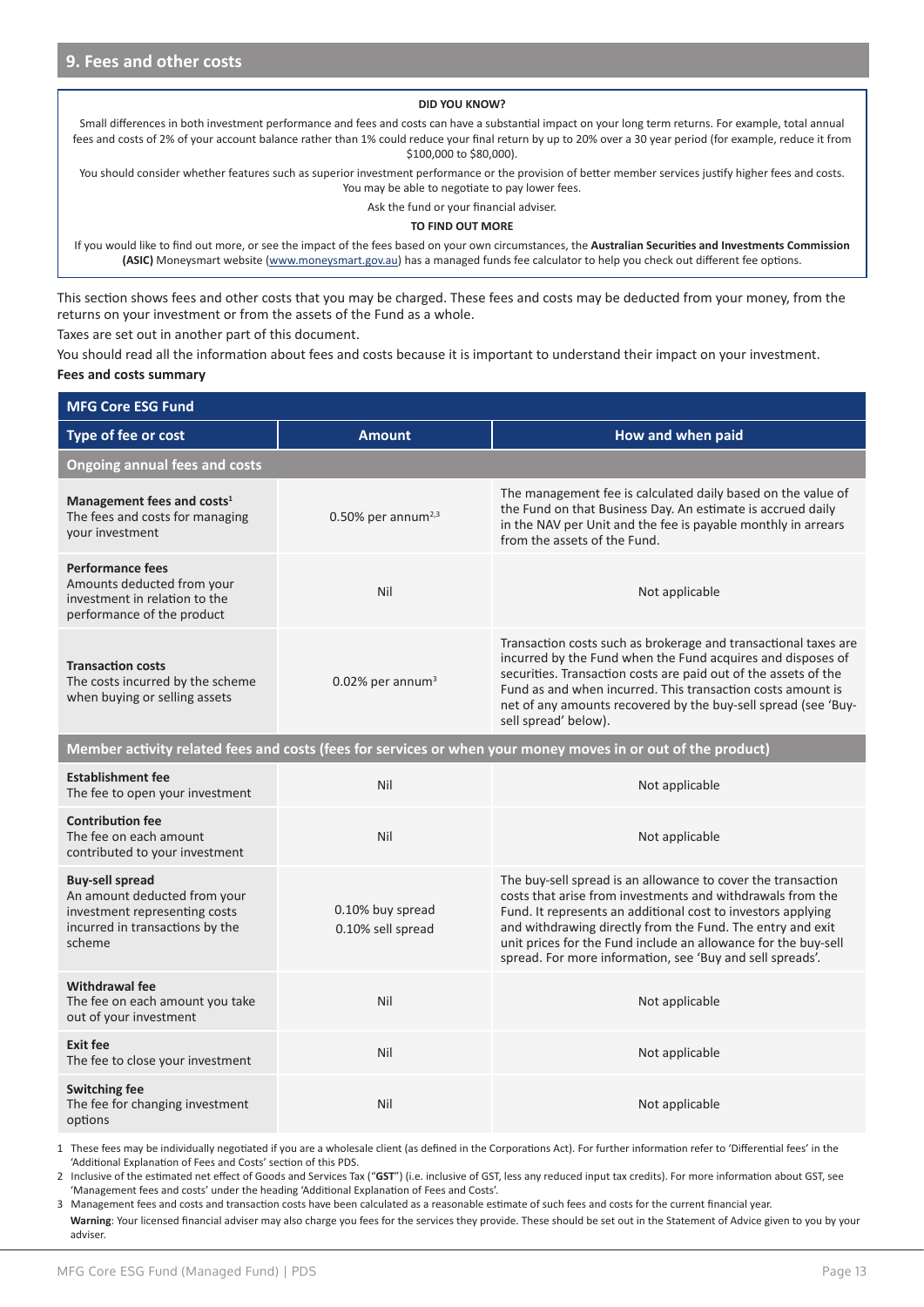## 9. Fees and other costs

**DID YOU KNOW?**

Small differences in both investment performance and fees and costs can have a substantial impact on your long term returns. For example, total annual fees and costs of 2% of your account balance rather than 1% could reduce your final return by up to 20% over a 30 year period (for example, reduce it from $100,000 to $80,000).

You should consider whether features such as superior investment performance or the provision of better member services justify higher fees and costs. You may be able to negotiate to pay lower fees.

Ask the fund or your financial adviser.

**TO FIND OUT MORE**

If you would like to find out more, or see the impact of the fees based on your own circumstances, the **Australian Securities and Investments Commission (ASIC)** Moneysmart website (www.moneysmart.gov.au) has a managed funds fee calculator to help you check out different fee options.

This section shows fees and other costs that you may be charged. These fees and costs may be deducted from your money, from the returns on your investment or from the assets of the Fund as a whole.

Taxes are set out in another part of this document.

You should read all the information about fees and costs because it is important to understand their impact on your investment.

**Fees and costs summary**

| MFG Core ESG Fund | | |
|---|---|---|
| **Type of fee or cost** | **Amount** | **How and when paid** |
| **Ongoing annual fees and costs** | | |
| **Management fees and costs**[1] The fees and costs for managing your investment | 0.50% per annum[2,3] | The management fee is calculated daily based on the value of the Fund on that Business Day. An estimate is accrued daily in the NAV per Unit and the fee is payable monthly in arrears from the assets of the Fund. |
| **Performance fees** Amounts deducted from your investment in relation to the performance of the product | Nil | Not applicable |
| **Transaction costs** The costs incurred by the scheme when buying or selling assets | 0.02% per annum[3] | Transaction costs such as brokerage and transactional taxes are incurred by the Fund when the Fund acquires and disposes of securities. Transaction costs are paid out of the assets of the Fund as and when incurred. This transaction costs amount is net of any amounts recovered by the buy-sell spread (see 'Buy-sell spread' below). |
| **Member activity related fees and costs (fees for services or when your money moves in or out of the product)** | | |
| **Establishment fee** The fee to open your investment | Nil | Not applicable |
| **Contribution fee** The fee on each amount contributed to your investment | Nil | Not applicable |
| **Buy-sell spread** An amount deducted from your investment representing costs incurred in transactions by the scheme | 0.10% buy spread<br>0.10% sell spread | The buy-sell spread is an allowance to cover the transaction costs that arise from investments and withdrawals from the Fund. It represents an additional cost to investors applying and withdrawing directly from the Fund. The entry and exit unit prices for the Fund include an allowance for the buy-sell spread. For more information, see 'Buy and sell spreads'. |
| **Withdrawal fee** The fee on each amount you take out of your investment | Nil | Not applicable |
| **Exit fee** The fee to close your investment | Nil | Not applicable |
| **Switching fee** The fee for changing investment options | Nil | Not applicable |

1 These fees may be individually negotiated if you are a wholesale client (as defined in the Corporations Act). For further information refer to 'Differential fees' in the 'Additional Explanation of Fees and Costs' section of this PDS.

2 Inclusive of the estimated net effect of Goods and Services Tax ("**GST**") (i.e. inclusive of GST, less any reduced input tax credits). For more information about GST, see 'Management fees and costs' under the heading 'Additional Explanation of Fees and Costs'.

3 Management fees and costs and transaction costs have been calculated as a reasonable estimate of such fees and costs for the current financial year.

**Warning**: Your licensed financial adviser may also charge you fees for the services they provide. These should be set out in the Statement of Advice given to you by your adviser.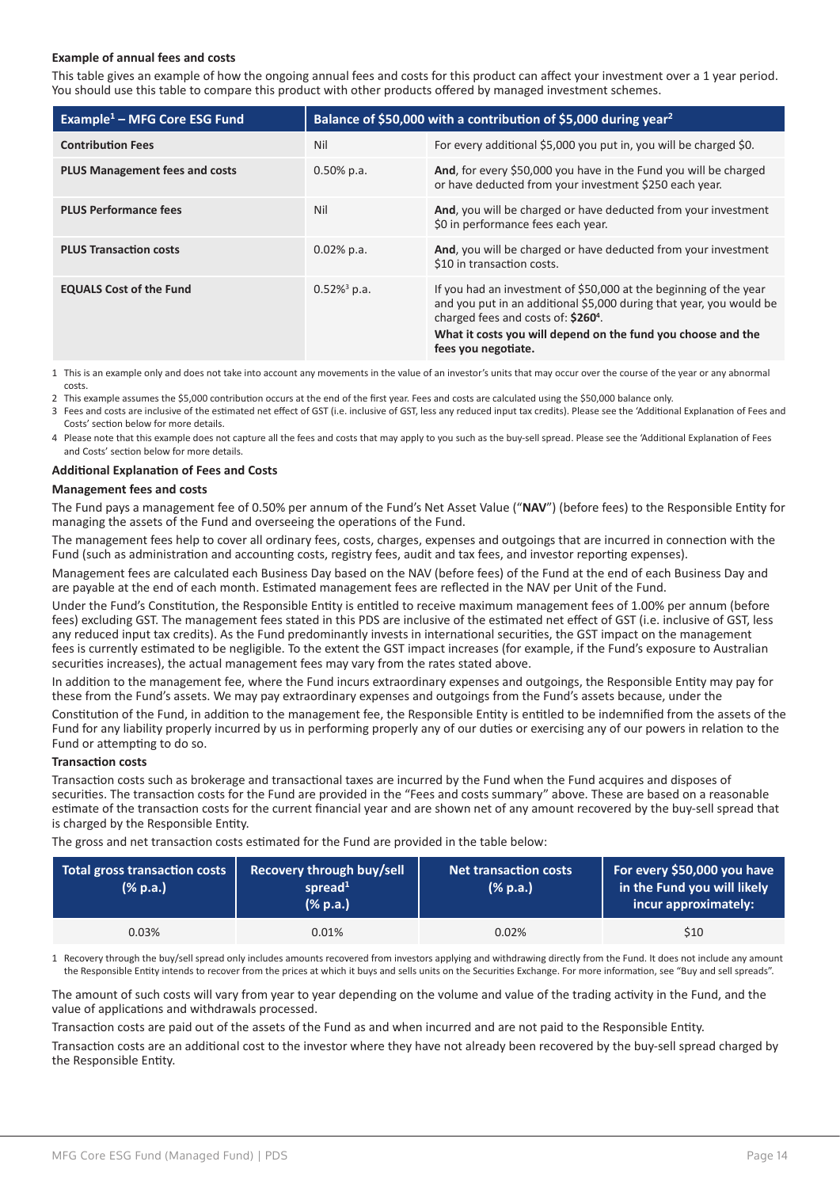### Example of annual fees and costs

This table gives an example of how the ongoing annual fees and costs for this product can affect your investment over a 1 year period. You should use this table to compare this product with other products offered by managed investment schemes.

| Example[1] – MFG Core ESG Fund | Balance of $50,000 with a contribution of $5,000 during year[2] | |
|---|---|---|
| **Contribution Fees** | Nil | For every additional $5,000 you put in, you will be charged $0. |
| **PLUS Management fees and costs** | 0.50% p.a. | **And**, for every $50,000 you have in the Fund you will be charged or have deducted from your investment $250 each year. |
| **PLUS Performance fees** | Nil | **And**, you will be charged or have deducted from your investment $0 in performance fees each year. |
| **PLUS Transaction costs** | 0.02% p.a. | **And**, you will be charged or have deducted from your investment $10 in transaction costs. |
| **EQUALS Cost of the Fund** | 0.52%[3] p.a. | If you had an investment of $50,000 at the beginning of the year and you put in an additional $5,000 during that year, you would be charged fees and costs of: **$260**[4]. **What it costs you will depend on the fund you choose and the fees you negotiate.** |

1 This is an example only and does not take into account any movements in the value of an investor's units that may occur over the course of the year or any abnormal costs.

2 This example assumes the $5,000 contribution occurs at the end of the first year. Fees and costs are calculated using the $50,000 balance only.

3 Fees and costs are inclusive of the estimated net effect of GST (i.e. inclusive of GST, less any reduced input tax credits). Please see the 'Additional Explanation of Fees and Costs' section below for more details.

4 Please note that this example does not capture all the fees and costs that may apply to you such as the buy-sell spread. Please see the 'Additional Explanation of Fees and Costs' section below for more details.

### Additional Explanation of Fees and Costs

#### Management fees and costs

The Fund pays a management fee of 0.50% per annum of the Fund's Net Asset Value ("**NAV**") (before fees) to the Responsible Entity for managing the assets of the Fund and overseeing the operations of the Fund.

The management fees help to cover all ordinary fees, costs, charges, expenses and outgoings that are incurred in connection with the Fund (such as administration and accounting costs, registry fees, audit and tax fees, and investor reporting expenses).

Management fees are calculated each Business Day based on the NAV (before fees) of the Fund at the end of each Business Day and are payable at the end of each month. Estimated management fees are reflected in the NAV per Unit of the Fund.

Under the Fund's Constitution, the Responsible Entity is entitled to receive maximum management fees of 1.00% per annum (before fees) excluding GST. The management fees stated in this PDS are inclusive of the estimated net effect of GST (i.e. inclusive of GST, less any reduced input tax credits). As the Fund predominantly invests in international securities, the GST impact on the management fees is currently estimated to be negligible. To the extent the GST impact increases (for example, if the Fund's exposure to Australian securities increases), the actual management fees may vary from the rates stated above.

In addition to the management fee, where the Fund incurs extraordinary expenses and outgoings, the Responsible Entity may pay for these from the Fund's assets. We may pay extraordinary expenses and outgoings from the Fund's assets because, under the Constitution of the Fund, in addition to the management fee, the Responsible Entity is entitled to be indemnified from the assets of the Fund for any liability properly incurred by us in performing properly any of our duties or exercising any of our powers in relation to the Fund or attempting to do so.

#### Transaction costs

Transaction costs such as brokerage and transactional taxes are incurred by the Fund when the Fund acquires and disposes of securities. The transaction costs for the Fund are provided in the "Fees and costs summary" above. These are based on a reasonable estimate of the transaction costs for the current financial year and are shown net of any amount recovered by the buy-sell spread that is charged by the Responsible Entity.

The gross and net transaction costs estimated for the Fund are provided in the table below:

| Total gross transaction costs (% p.a.) | Recovery through buy/sell spread[1] (% p.a.) | Net transaction costs (% p.a.) | For every $50,000 you have in the Fund you will likely incur approximately: |
|---|---|---|---|
| 0.03% | 0.01% | 0.02% | $10 |

1 Recovery through the buy/sell spread only includes amounts recovered from investors applying and withdrawing directly from the Fund. It does not include any amount the Responsible Entity intends to recover from the prices at which it buys and sells units on the Securities Exchange. For more information, see "Buy and sell spreads".

The amount of such costs will vary from year to year depending on the volume and value of the trading activity in the Fund, and the value of applications and withdrawals processed.

Transaction costs are paid out of the assets of the Fund as and when incurred and are not paid to the Responsible Entity.

Transaction costs are an additional cost to the investor where they have not already been recovered by the buy-sell spread charged by the Responsible Entity.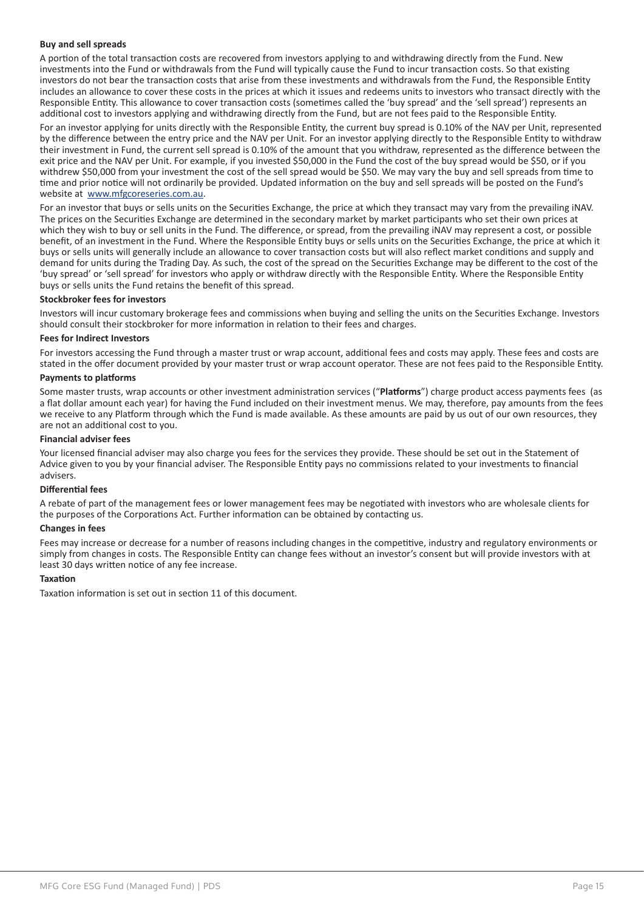**Buy and sell spreads**

A portion of the total transaction costs are recovered from investors applying to and withdrawing directly from the Fund. New investments into the Fund or withdrawals from the Fund will typically cause the Fund to incur transaction costs. So that existing investors do not bear the transaction costs that arise from these investments and withdrawals from the Fund, the Responsible Entity includes an allowance to cover these costs in the prices at which it issues and redeems units to investors who transact directly with the Responsible Entity. This allowance to cover transaction costs (sometimes called the 'buy spread' and the 'sell spread') represents an additional cost to investors applying and withdrawing directly from the Fund, but are not fees paid to the Responsible Entity.

For an investor applying for units directly with the Responsible Entity, the current buy spread is 0.10% of the NAV per Unit, represented by the difference between the entry price and the NAV per Unit. For an investor applying directly to the Responsible Entity to withdraw their investment in Fund, the current sell spread is 0.10% of the amount that you withdraw, represented as the difference between the exit price and the NAV per Unit. For example, if you invested $50,000 in the Fund the cost of the buy spread would be $50, or if you withdrew $50,000 from your investment the cost of the sell spread would be $50. We may vary the buy and sell spreads from time to time and prior notice will not ordinarily be provided. Updated information on the buy and sell spreads will be posted on the Fund's website at www.mfgcoreseries.com.au.

For an investor that buys or sells units on the Securities Exchange, the price at which they transact may vary from the prevailing iNAV. The prices on the Securities Exchange are determined in the secondary market by market participants who set their own prices at which they wish to buy or sell units in the Fund. The difference, or spread, from the prevailing iNAV may represent a cost, or possible benefit, of an investment in the Fund. Where the Responsible Entity buys or sells units on the Securities Exchange, the price at which it buys or sells units will generally include an allowance to cover transaction costs but will also reflect market conditions and supply and demand for units during the Trading Day. As such, the cost of the spread on the Securities Exchange may be different to the cost of the 'buy spread' or 'sell spread' for investors who apply or withdraw directly with the Responsible Entity. Where the Responsible Entity buys or sells units the Fund retains the benefit of this spread.

**Stockbroker fees for investors**

Investors will incur customary brokerage fees and commissions when buying and selling the units on the Securities Exchange. Investors should consult their stockbroker for more information in relation to their fees and charges.

**Fees for Indirect Investors**

For investors accessing the Fund through a master trust or wrap account, additional fees and costs may apply. These fees and costs are stated in the offer document provided by your master trust or wrap account operator. These are not fees paid to the Responsible Entity.

**Payments to platforms**

Some master trusts, wrap accounts or other investment administration services ("**Platforms**") charge product access payments fees (as a flat dollar amount each year) for having the Fund included on their investment menus. We may, therefore, pay amounts from the fees we receive to any Platform through which the Fund is made available. As these amounts are paid by us out of our own resources, they are not an additional cost to you.

**Financial adviser fees**

Your licensed financial adviser may also charge you fees for the services they provide. These should be set out in the Statement of Advice given to you by your financial adviser. The Responsible Entity pays no commissions related to your investments to financial advisers.

**Differential fees**

A rebate of part of the management fees or lower management fees may be negotiated with investors who are wholesale clients for the purposes of the Corporations Act. Further information can be obtained by contacting us.

**Changes in fees**

Fees may increase or decrease for a number of reasons including changes in the competitive, industry and regulatory environments or simply from changes in costs. The Responsible Entity can change fees without an investor's consent but will provide investors with at least 30 days written notice of any fee increase.

**Taxation**

Taxation information is set out in section 11 of this document.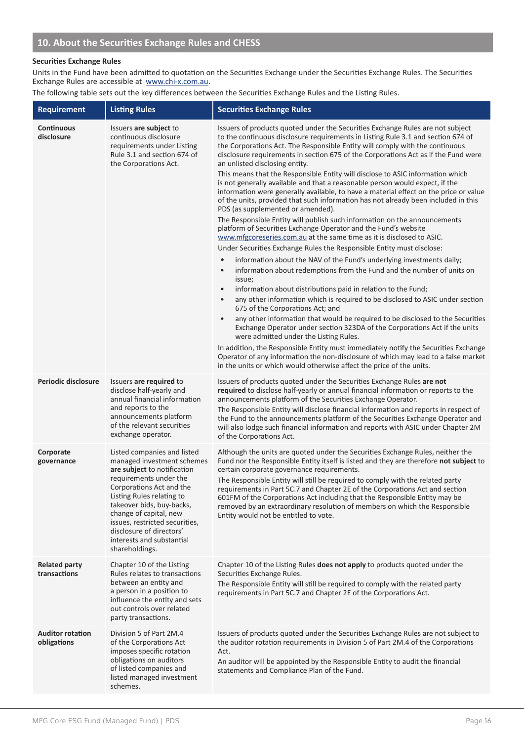## 10. About the Securities Exchange Rules and CHESS

### Securities Exchange Rules

Units in the Fund have been admitted to quotation on the Securities Exchange under the Securities Exchange Rules. The Securities Exchange Rules are accessible at www.chi-x.com.au.

The following table sets out the key differences between the Securities Exchange Rules and the Listing Rules.

| Requirement | Listing Rules | Securities Exchange Rules |
|---|---|---|
| **Continuous disclosure** | Issuers **are subject** to continuous disclosure requirements under Listing Rule 3.1 and section 674 of the Corporations Act. | Issuers of products quoted under the Securities Exchange Rules are not subject to the continuous disclosure requirements in Listing Rule 3.1 and section 674 of the Corporations Act. The Responsible Entity will comply with the continuous disclosure requirements in section 675 of the Corporations Act as if the Fund were an unlisted disclosing entity.<br>This means that the Responsible Entity will disclose to ASIC information which is not generally available and that a reasonable person would expect, if the information were generally available, to have a material effect on the price or value of the units, provided that such information has not already been included in this PDS (as supplemented or amended).<br>The Responsible Entity will publish such information on the announcements platform of Securities Exchange Operator and the Fund's website www.mfgcoreseries.com.au at the same time as it is disclosed to ASIC.<br>Under Securities Exchange Rules the Responsible Entity must disclose:<br>• information about the NAV of the Fund's underlying investments daily;<br>• information about redemptions from the Fund and the number of units on issue;<br>• information about distributions paid in relation to the Fund;<br>• any other information which is required to be disclosed to ASIC under section 675 of the Corporations Act; and<br>• any other information that would be required to be disclosed to the Securities Exchange Operator under section 323DA of the Corporations Act if the units were admitted under the Listing Rules.<br>In addition, the Responsible Entity must immediately notify the Securities Exchange Operator of any information the non-disclosure of which may lead to a false market in the units or which would otherwise affect the price of the units. |
| **Periodic disclosure** | Issuers **are required** to disclose half-yearly and annual financial information and reports to the announcements platform of the relevant securities exchange operator. | Issuers of products quoted under the Securities Exchange Rules **are not required** to disclose half-yearly or annual financial information or reports to the announcements platform of the Securities Exchange Operator.<br>The Responsible Entity will disclose financial information and reports in respect of the Fund to the announcements platform of the Securities Exchange Operator and will also lodge such financial information and reports with ASIC under Chapter 2M of the Corporations Act. |
| **Corporate governance** | Listed companies and listed managed investment schemes **are subject** to notification requirements under the Corporations Act and the Listing Rules relating to takeover bids, buy-backs, change of capital, new issues, restricted securities, disclosure of directors' interests and substantial shareholdings. | Although the units are quoted under the Securities Exchange Rules, neither the Fund nor the Responsible Entity itself is listed and they are therefore **not subject** to certain corporate governance requirements.<br>The Responsible Entity will still be required to comply with the related party requirements in Part 5C.7 and Chapter 2E of the Corporations Act and section 601FM of the Corporations Act including that the Responsible Entity may be removed by an extraordinary resolution of members on which the Responsible Entity would not be entitled to vote. |
| **Related party transactions** | Chapter 10 of the Listing Rules relates to transactions between an entity and a person in a position to influence the entity and sets out controls over related party transactions. | Chapter 10 of the Listing Rules **does not apply** to products quoted under the Securities Exchange Rules.<br>The Responsible Entity will still be required to comply with the related party requirements in Part 5C.7 and Chapter 2E of the Corporations Act. |
| **Auditor rotation obligations** | Division 5 of Part 2M.4 of the Corporations Act imposes specific rotation obligations on auditors of listed companies and listed managed investment schemes. | Issuers of products quoted under the Securities Exchange Rules are not subject to the auditor rotation requirements in Division 5 of Part 2M.4 of the Corporations Act.<br>An auditor will be appointed by the Responsible Entity to audit the financial statements and Compliance Plan of the Fund. |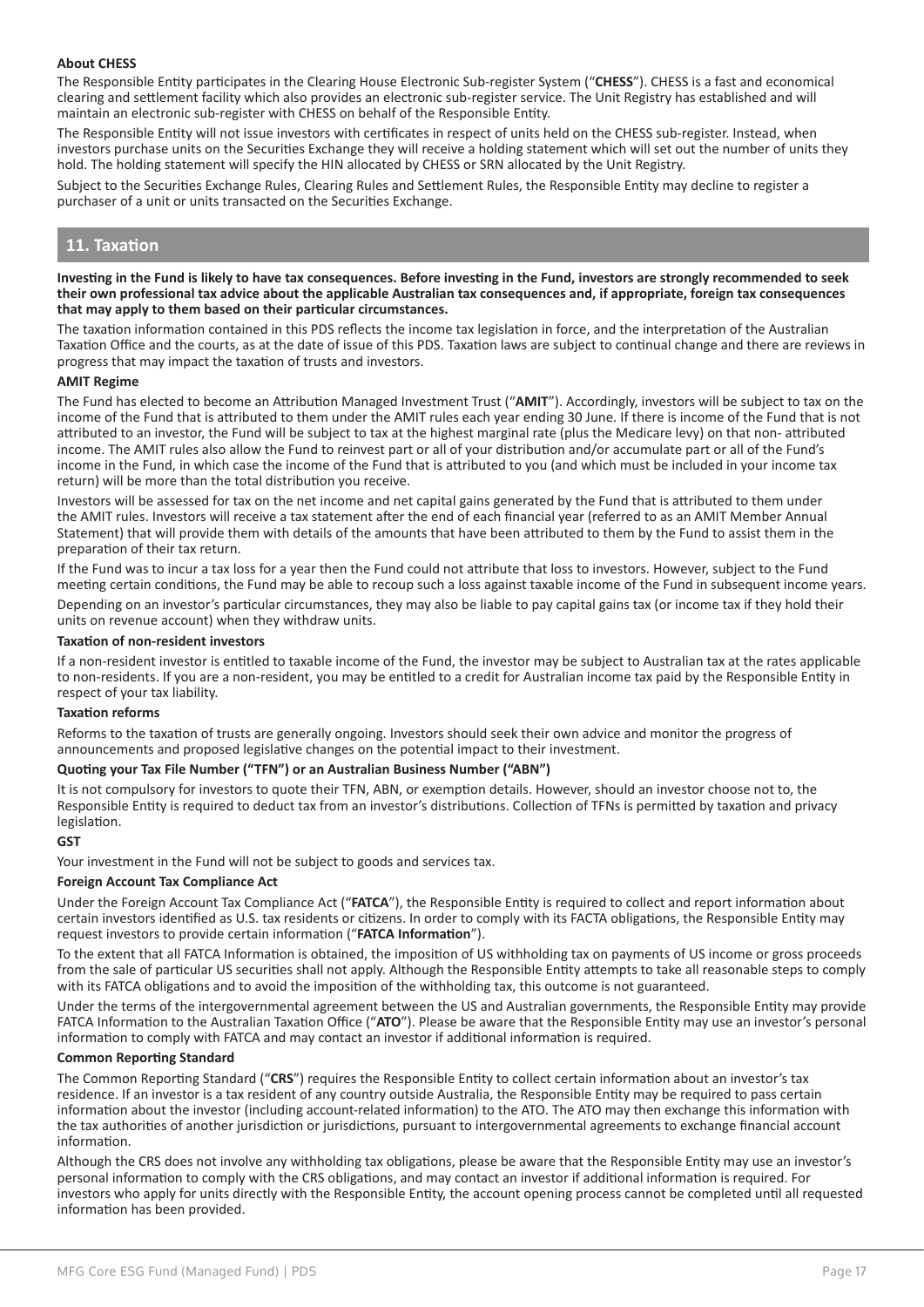### About CHESS

The Responsible Entity participates in the Clearing House Electronic Sub-register System ("**CHESS**"). CHESS is a fast and economical clearing and settlement facility which also provides an electronic sub-register service. The Unit Registry has established and will maintain an electronic sub-register with CHESS on behalf of the Responsible Entity.

The Responsible Entity will not issue investors with certificates in respect of units held on the CHESS sub-register. Instead, when investors purchase units on the Securities Exchange they will receive a holding statement which will set out the number of units they hold. The holding statement will specify the HIN allocated by CHESS or SRN allocated by the Unit Registry.

Subject to the Securities Exchange Rules, Clearing Rules and Settlement Rules, the Responsible Entity may decline to register a purchaser of a unit or units transacted on the Securities Exchange.

## 11. Taxation

**Investing in the Fund is likely to have tax consequences. Before investing in the Fund, investors are strongly recommended to seek their own professional tax advice about the applicable Australian tax consequences and, if appropriate, foreign tax consequences that may apply to them based on their particular circumstances.**

The taxation information contained in this PDS reflects the income tax legislation in force, and the interpretation of the Australian Taxation Office and the courts, as at the date of issue of this PDS. Taxation laws are subject to continual change and there are reviews in progress that may impact the taxation of trusts and investors.

### AMIT Regime

The Fund has elected to become an Attribution Managed Investment Trust ("**AMIT**"). Accordingly, investors will be subject to tax on the income of the Fund that is attributed to them under the AMIT rules each year ending 30 June. If there is income of the Fund that is not attributed to an investor, the Fund will be subject to tax at the highest marginal rate (plus the Medicare levy) on that non- attributed income. The AMIT rules also allow the Fund to reinvest part or all of your distribution and/or accumulate part or all of the Fund's income in the Fund, in which case the income of the Fund that is attributed to you (and which must be included in your income tax return) will be more than the total distribution you receive.

Investors will be assessed for tax on the net income and net capital gains generated by the Fund that is attributed to them under the AMIT rules. Investors will receive a tax statement after the end of each financial year (referred to as an AMIT Member Annual Statement) that will provide them with details of the amounts that have been attributed to them by the Fund to assist them in the preparation of their tax return.

If the Fund was to incur a tax loss for a year then the Fund could not attribute that loss to investors. However, subject to the Fund meeting certain conditions, the Fund may be able to recoup such a loss against taxable income of the Fund in subsequent income years.

Depending on an investor's particular circumstances, they may also be liable to pay capital gains tax (or income tax if they hold their units on revenue account) when they withdraw units.

### Taxation of non-resident investors

If a non-resident investor is entitled to taxable income of the Fund, the investor may be subject to Australian tax at the rates applicable to non-residents. If you are a non-resident, you may be entitled to a credit for Australian income tax paid by the Responsible Entity in respect of your tax liability.

### Taxation reforms

Reforms to the taxation of trusts are generally ongoing. Investors should seek their own advice and monitor the progress of announcements and proposed legislative changes on the potential impact to their investment.

### Quoting your Tax File Number ("TFN") or an Australian Business Number ("ABN")

It is not compulsory for investors to quote their TFN, ABN, or exemption details. However, should an investor choose not to, the Responsible Entity is required to deduct tax from an investor's distributions. Collection of TFNs is permitted by taxation and privacy legislation.

### GST

Your investment in the Fund will not be subject to goods and services tax.

### Foreign Account Tax Compliance Act

Under the Foreign Account Tax Compliance Act ("**FATCA**"), the Responsible Entity is required to collect and report information about certain investors identified as U.S. tax residents or citizens. In order to comply with its FACTA obligations, the Responsible Entity may request investors to provide certain information ("**FATCA Information**").

To the extent that all FATCA Information is obtained, the imposition of US withholding tax on payments of US income or gross proceeds from the sale of particular US securities shall not apply. Although the Responsible Entity attempts to take all reasonable steps to comply with its FATCA obligations and to avoid the imposition of the withholding tax, this outcome is not guaranteed.

Under the terms of the intergovernmental agreement between the US and Australian governments, the Responsible Entity may provide FATCA Information to the Australian Taxation Office ("**ATO**"). Please be aware that the Responsible Entity may use an investor's personal information to comply with FATCA and may contact an investor if additional information is required.

### Common Reporting Standard

The Common Reporting Standard ("**CRS**") requires the Responsible Entity to collect certain information about an investor's tax residence. If an investor is a tax resident of any country outside Australia, the Responsible Entity may be required to pass certain information about the investor (including account-related information) to the ATO. The ATO may then exchange this information with the tax authorities of another jurisdiction or jurisdictions, pursuant to intergovernmental agreements to exchange financial account information.

Although the CRS does not involve any withholding tax obligations, please be aware that the Responsible Entity may use an investor's personal information to comply with the CRS obligations, and may contact an investor if additional information is required. For investors who apply for units directly with the Responsible Entity, the account opening process cannot be completed until all requested information has been provided.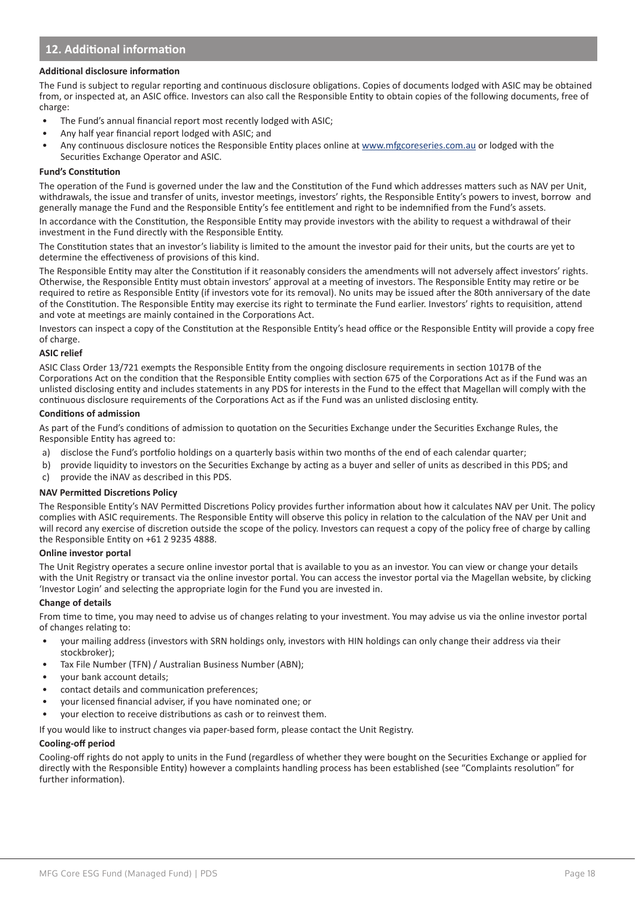## 12. Additional information

### Additional disclosure information

The Fund is subject to regular reporting and continuous disclosure obligations. Copies of documents lodged with ASIC may be obtained from, or inspected at, an ASIC office. Investors can also call the Responsible Entity to obtain copies of the following documents, free of charge:

- The Fund's annual financial report most recently lodged with ASIC;
- Any half year financial report lodged with ASIC; and
- Any continuous disclosure notices the Responsible Entity places online at [www.mfgcoreseries.com.au](www.mfgcoreseries.com.au) or lodged with the Securities Exchange Operator and ASIC.

### Fund's Constitution

The operation of the Fund is governed under the law and the Constitution of the Fund which addresses matters such as NAV per Unit, withdrawals, the issue and transfer of units, investor meetings, investors' rights, the Responsible Entity's powers to invest, borrow and generally manage the Fund and the Responsible Entity's fee entitlement and right to be indemnified from the Fund's assets.

In accordance with the Constitution, the Responsible Entity may provide investors with the ability to request a withdrawal of their investment in the Fund directly with the Responsible Entity.

The Constitution states that an investor's liability is limited to the amount the investor paid for their units, but the courts are yet to determine the effectiveness of provisions of this kind.

The Responsible Entity may alter the Constitution if it reasonably considers the amendments will not adversely affect investors' rights. Otherwise, the Responsible Entity must obtain investors' approval at a meeting of investors. The Responsible Entity may retire or be required to retire as Responsible Entity (if investors vote for its removal). No units may be issued after the 80th anniversary of the date of the Constitution. The Responsible Entity may exercise its right to terminate the Fund earlier. Investors' rights to requisition, attend and vote at meetings are mainly contained in the Corporations Act.

Investors can inspect a copy of the Constitution at the Responsible Entity's head office or the Responsible Entity will provide a copy free of charge.

### ASIC relief

ASIC Class Order 13/721 exempts the Responsible Entity from the ongoing disclosure requirements in section 1017B of the Corporations Act on the condition that the Responsible Entity complies with section 675 of the Corporations Act as if the Fund was an unlisted disclosing entity and includes statements in any PDS for interests in the Fund to the effect that Magellan will comply with the continuous disclosure requirements of the Corporations Act as if the Fund was an unlisted disclosing entity.

### Conditions of admission

As part of the Fund's conditions of admission to quotation on the Securities Exchange under the Securities Exchange Rules, the Responsible Entity has agreed to:

a) disclose the Fund's portfolio holdings on a quarterly basis within two months of the end of each calendar quarter;
b) provide liquidity to investors on the Securities Exchange by acting as a buyer and seller of units as described in this PDS; and
c) provide the iNAV as described in this PDS.

### NAV Permitted Discretions Policy

The Responsible Entity's NAV Permitted Discretions Policy provides further information about how it calculates NAV per Unit. The policy complies with ASIC requirements. The Responsible Entity will observe this policy in relation to the calculation of the NAV per Unit and will record any exercise of discretion outside the scope of the policy. Investors can request a copy of the policy free of charge by calling the Responsible Entity on +61 2 9235 4888.

### Online investor portal

The Unit Registry operates a secure online investor portal that is available to you as an investor. You can view or change your details with the Unit Registry or transact via the online investor portal. You can access the investor portal via the Magellan website, by clicking 'Investor Login' and selecting the appropriate login for the Fund you are invested in.

### Change of details

From time to time, you may need to advise us of changes relating to your investment. You may advise us via the online investor portal of changes relating to:

- your mailing address (investors with SRN holdings only, investors with HIN holdings can only change their address via their stockbroker);
- Tax File Number (TFN) / Australian Business Number (ABN);
- your bank account details;
- contact details and communication preferences;
- your licensed financial adviser, if you have nominated one; or
- your election to receive distributions as cash or to reinvest them.

If you would like to instruct changes via paper-based form, please contact the Unit Registry.

### Cooling-off period

Cooling-off rights do not apply to units in the Fund (regardless of whether they were bought on the Securities Exchange or applied for directly with the Responsible Entity) however a complaints handling process has been established (see "Complaints resolution" for further information).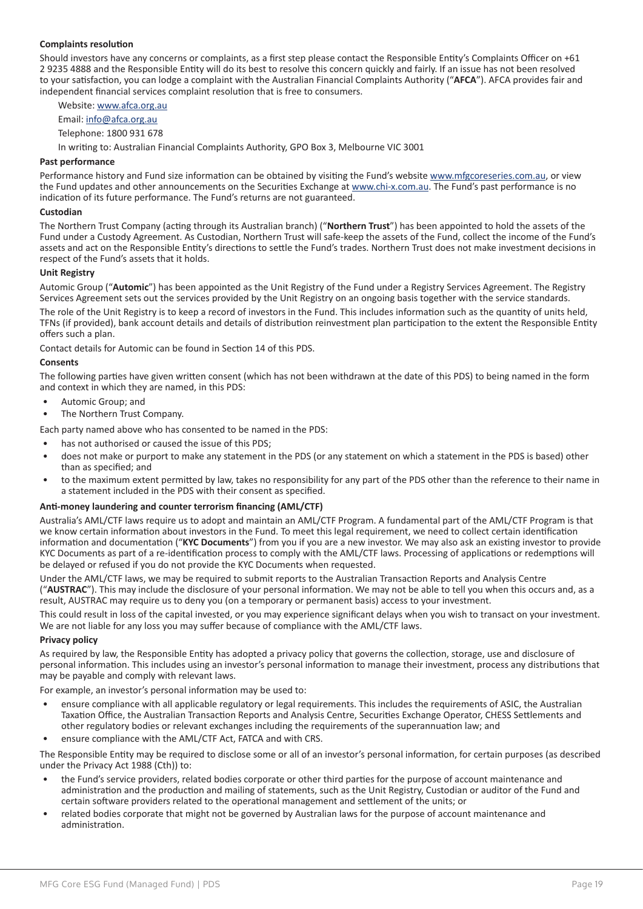**Complaints resolution**

Should investors have any concerns or complaints, as a first step please contact the Responsible Entity's Complaints Officer on +61 2 9235 4888 and the Responsible Entity will do its best to resolve this concern quickly and fairly. If an issue has not been resolved to your satisfaction, you can lodge a complaint with the Australian Financial Complaints Authority ("**AFCA**"). AFCA provides fair and independent financial services complaint resolution that is free to consumers.

Website: www.afca.org.au

Email: info@afca.org.au

Telephone: 1800 931 678

In writing to: Australian Financial Complaints Authority, GPO Box 3, Melbourne VIC 3001

**Past performance**

Performance history and Fund size information can be obtained by visiting the Fund's website www.mfgcoreseries.com.au, or view the Fund updates and other announcements on the Securities Exchange at www.chi-x.com.au. The Fund's past performance is no indication of its future performance. The Fund's returns are not guaranteed.

**Custodian**

The Northern Trust Company (acting through its Australian branch) ("**Northern Trust**") has been appointed to hold the assets of the Fund under a Custody Agreement. As Custodian, Northern Trust will safe-keep the assets of the Fund, collect the income of the Fund's assets and act on the Responsible Entity's directions to settle the Fund's trades. Northern Trust does not make investment decisions in respect of the Fund's assets that it holds.

**Unit Registry**

Automic Group ("**Automic**") has been appointed as the Unit Registry of the Fund under a Registry Services Agreement. The Registry Services Agreement sets out the services provided by the Unit Registry on an ongoing basis together with the service standards.

The role of the Unit Registry is to keep a record of investors in the Fund. This includes information such as the quantity of units held, TFNs (if provided), bank account details and details of distribution reinvestment plan participation to the extent the Responsible Entity offers such a plan.

Contact details for Automic can be found in Section 14 of this PDS.

**Consents**

The following parties have given written consent (which has not been withdrawn at the date of this PDS) to being named in the form and context in which they are named, in this PDS:

- Automic Group; and
- The Northern Trust Company.

Each party named above who has consented to be named in the PDS:

- has not authorised or caused the issue of this PDS;
- does not make or purport to make any statement in the PDS (or any statement on which a statement in the PDS is based) other than as specified; and
- to the maximum extent permitted by law, takes no responsibility for any part of the PDS other than the reference to their name in a statement included in the PDS with their consent as specified.

**Anti-money laundering and counter terrorism financing (AML/CTF)**

Australia's AML/CTF laws require us to adopt and maintain an AML/CTF Program. A fundamental part of the AML/CTF Program is that we know certain information about investors in the Fund. To meet this legal requirement, we need to collect certain identification information and documentation ("**KYC Documents**") from you if you are a new investor. We may also ask an existing investor to provide KYC Documents as part of a re-identification process to comply with the AML/CTF laws. Processing of applications or redemptions will be delayed or refused if you do not provide the KYC Documents when requested.

Under the AML/CTF laws, we may be required to submit reports to the Australian Transaction Reports and Analysis Centre ("**AUSTRAC**"). This may include the disclosure of your personal information. We may not be able to tell you when this occurs and, as a result, AUSTRAC may require us to deny you (on a temporary or permanent basis) access to your investment.

This could result in loss of the capital invested, or you may experience significant delays when you wish to transact on your investment. We are not liable for any loss you may suffer because of compliance with the AML/CTF laws.

**Privacy policy**

As required by law, the Responsible Entity has adopted a privacy policy that governs the collection, storage, use and disclosure of personal information. This includes using an investor's personal information to manage their investment, process any distributions that may be payable and comply with relevant laws.

For example, an investor's personal information may be used to:

- ensure compliance with all applicable regulatory or legal requirements. This includes the requirements of ASIC, the Australian Taxation Office, the Australian Transaction Reports and Analysis Centre, Securities Exchange Operator, CHESS Settlements and other regulatory bodies or relevant exchanges including the requirements of the superannuation law; and
- ensure compliance with the AML/CTF Act, FATCA and with CRS.

The Responsible Entity may be required to disclose some or all of an investor's personal information, for certain purposes (as described under the Privacy Act 1988 (Cth)) to:

- the Fund's service providers, related bodies corporate or other third parties for the purpose of account maintenance and administration and the production and mailing of statements, such as the Unit Registry, Custodian or auditor of the Fund and certain software providers related to the operational management and settlement of the units; or
- related bodies corporate that might not be governed by Australian laws for the purpose of account maintenance and administration.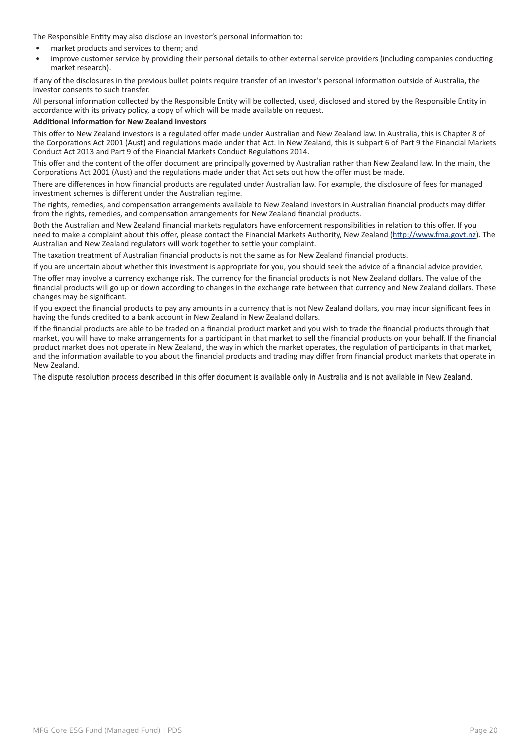The Responsible Entity may also disclose an investor's personal information to:

- market products and services to them; and
- improve customer service by providing their personal details to other external service providers (including companies conducting market research).

If any of the disclosures in the previous bullet points require transfer of an investor's personal information outside of Australia, the investor consents to such transfer.

All personal information collected by the Responsible Entity will be collected, used, disclosed and stored by the Responsible Entity in accordance with its privacy policy, a copy of which will be made available on request.

**Additional information for New Zealand investors**

This offer to New Zealand investors is a regulated offer made under Australian and New Zealand law. In Australia, this is Chapter 8 of the Corporations Act 2001 (Aust) and regulations made under that Act. In New Zealand, this is subpart 6 of Part 9 the Financial Markets Conduct Act 2013 and Part 9 of the Financial Markets Conduct Regulations 2014.

This offer and the content of the offer document are principally governed by Australian rather than New Zealand law. In the main, the Corporations Act 2001 (Aust) and the regulations made under that Act sets out how the offer must be made.

There are differences in how financial products are regulated under Australian law. For example, the disclosure of fees for managed investment schemes is different under the Australian regime.

The rights, remedies, and compensation arrangements available to New Zealand investors in Australian financial products may differ from the rights, remedies, and compensation arrangements for New Zealand financial products.

Both the Australian and New Zealand financial markets regulators have enforcement responsibilities in relation to this offer. If you need to make a complaint about this offer, please contact the Financial Markets Authority, New Zealand (http://www.fma.govt.nz). The Australian and New Zealand regulators will work together to settle your complaint.

The taxation treatment of Australian financial products is not the same as for New Zealand financial products.

If you are uncertain about whether this investment is appropriate for you, you should seek the advice of a financial advice provider.

The offer may involve a currency exchange risk. The currency for the financial products is not New Zealand dollars. The value of the financial products will go up or down according to changes in the exchange rate between that currency and New Zealand dollars. These changes may be significant.

If you expect the financial products to pay any amounts in a currency that is not New Zealand dollars, you may incur significant fees in having the funds credited to a bank account in New Zealand in New Zealand dollars.

If the financial products are able to be traded on a financial product market and you wish to trade the financial products through that market, you will have to make arrangements for a participant in that market to sell the financial products on your behalf. If the financial product market does not operate in New Zealand, the way in which the market operates, the regulation of participants in that market, and the information available to you about the financial products and trading may differ from financial product markets that operate in New Zealand.

The dispute resolution process described in this offer document is available only in Australia and is not available in New Zealand.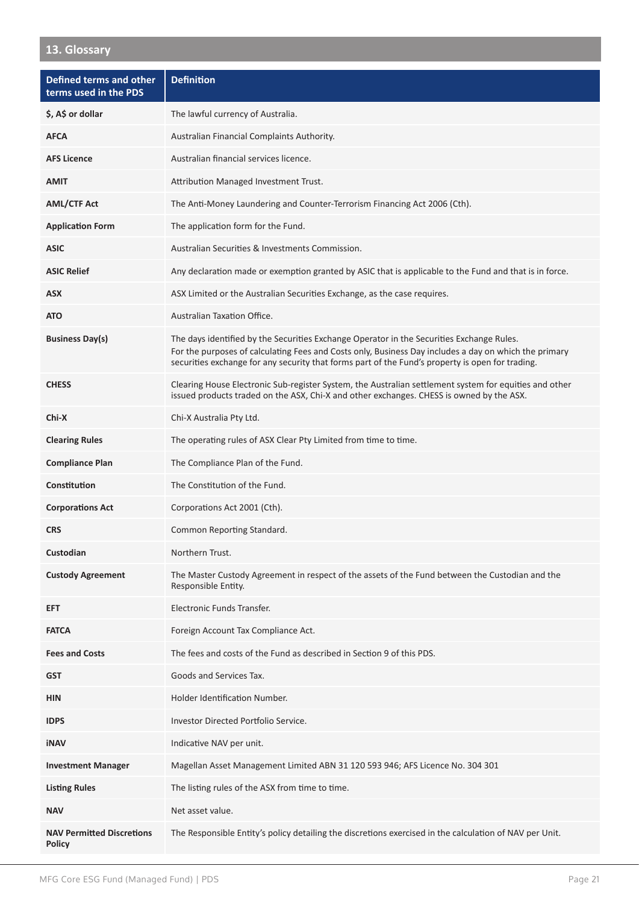## 13. Glossary

| Defined terms and other terms used in the PDS | Definition |
| --- | --- |
| **$, A$ or dollar** | The lawful currency of Australia. |
| **AFCA** | Australian Financial Complaints Authority. |
| **AFS Licence** | Australian financial services licence. |
| **AMIT** | Attribution Managed Investment Trust. |
| **AML/CTF Act** | The Anti-Money Laundering and Counter-Terrorism Financing Act 2006 (Cth). |
| **Application Form** | The application form for the Fund. |
| **ASIC** | Australian Securities & Investments Commission. |
| **ASIC Relief** | Any declaration made or exemption granted by ASIC that is applicable to the Fund and that is in force. |
| **ASX** | ASX Limited or the Australian Securities Exchange, as the case requires. |
| **ATO** | Australian Taxation Office. |
| **Business Day(s)** | The days identified by the Securities Exchange Operator in the Securities Exchange Rules. For the purposes of calculating Fees and Costs only, Business Day includes a day on which the primary securities exchange for any security that forms part of the Fund's property is open for trading. |
| **CHESS** | Clearing House Electronic Sub-register System, the Australian settlement system for equities and other issued products traded on the ASX, Chi-X and other exchanges. CHESS is owned by the ASX. |
| **Chi-X** | Chi-X Australia Pty Ltd. |
| **Clearing Rules** | The operating rules of ASX Clear Pty Limited from time to time. |
| **Compliance Plan** | The Compliance Plan of the Fund. |
| **Constitution** | The Constitution of the Fund. |
| **Corporations Act** | Corporations Act 2001 (Cth). |
| **CRS** | Common Reporting Standard. |
| **Custodian** | Northern Trust. |
| **Custody Agreement** | The Master Custody Agreement in respect of the assets of the Fund between the Custodian and the Responsible Entity. |
| **EFT** | Electronic Funds Transfer. |
| **FATCA** | Foreign Account Tax Compliance Act. |
| **Fees and Costs** | The fees and costs of the Fund as described in Section 9 of this PDS. |
| **GST** | Goods and Services Tax. |
| **HIN** | Holder Identification Number. |
| **IDPS** | Investor Directed Portfolio Service. |
| **iNAV** | Indicative NAV per unit. |
| **Investment Manager** | Magellan Asset Management Limited ABN 31 120 593 946; AFS Licence No. 304 301 |
| **Listing Rules** | The listing rules of the ASX from time to time. |
| **NAV** | Net asset value. |
| **NAV Permitted Discretions Policy** | The Responsible Entity's policy detailing the discretions exercised in the calculation of NAV per Unit. |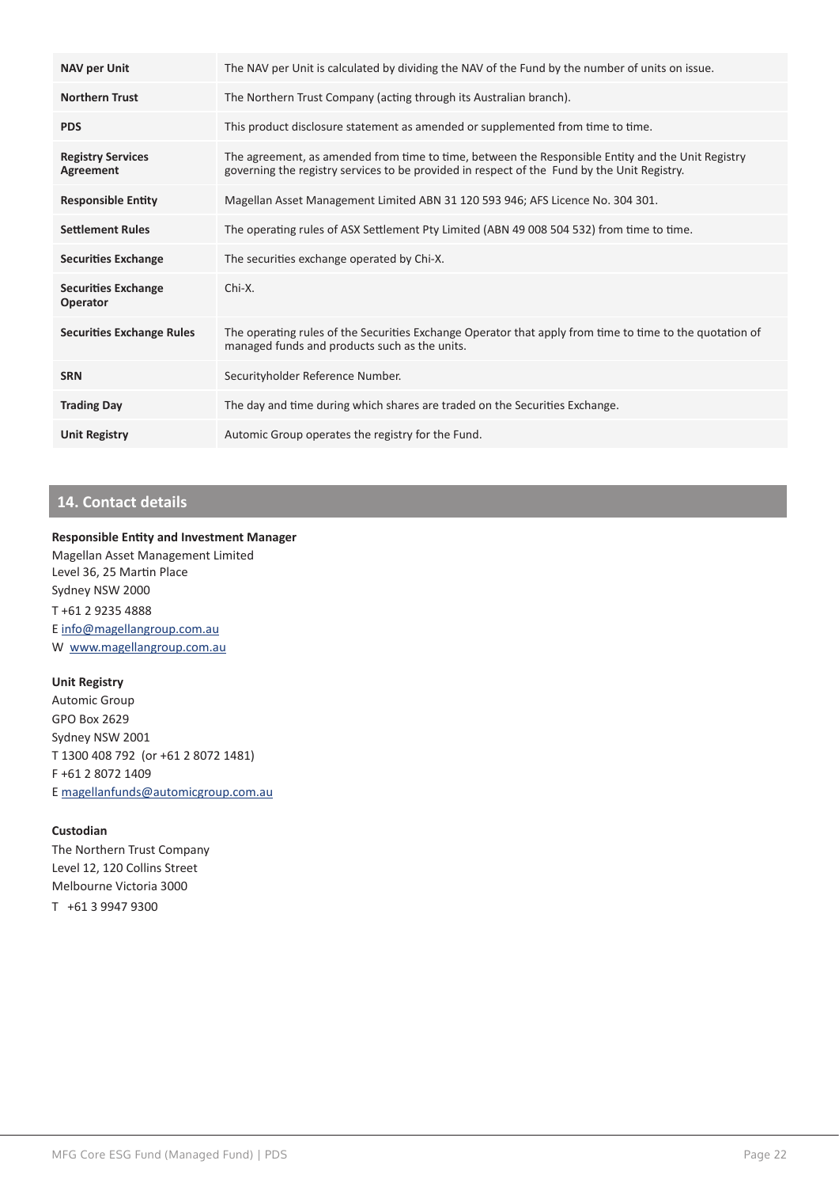| | |
|---|---|
| **NAV per Unit** | The NAV per Unit is calculated by dividing the NAV of the Fund by the number of units on issue. |
| **Northern Trust** | The Northern Trust Company (acting through its Australian branch). |
| **PDS** | This product disclosure statement as amended or supplemented from time to time. |
| **Registry Services Agreement** | The agreement, as amended from time to time, between the Responsible Entity and the Unit Registry governing the registry services to be provided in respect of the Fund by the Unit Registry. |
| **Responsible Entity** | Magellan Asset Management Limited ABN 31 120 593 946; AFS Licence No. 304 301. |
| **Settlement Rules** | The operating rules of ASX Settlement Pty Limited (ABN 49 008 504 532) from time to time. |
| **Securities Exchange** | The securities exchange operated by Chi-X. |
| **Securities Exchange Operator** | Chi-X. |
| **Securities Exchange Rules** | The operating rules of the Securities Exchange Operator that apply from time to time to the quotation of managed funds and products such as the units. |
| **SRN** | Securityholder Reference Number. |
| **Trading Day** | The day and time during which shares are traded on the Securities Exchange. |
| **Unit Registry** | Automic Group operates the registry for the Fund. |

## 14. Contact details

**Responsible Entity and Investment Manager**
Magellan Asset Management Limited
Level 36, 25 Martin Place
Sydney NSW 2000
T +61 2 9235 4888
E info@magellangroup.com.au
W www.magellangroup.com.au

**Unit Registry**
Automic Group
GPO Box 2629
Sydney NSW 2001
T 1300 408 792 (or +61 2 8072 1481)
F +61 2 8072 1409
E magellanfunds@automicgroup.com.au

**Custodian**
The Northern Trust Company
Level 12, 120 Collins Street
Melbourne Victoria 3000
T +61 3 9947 9300